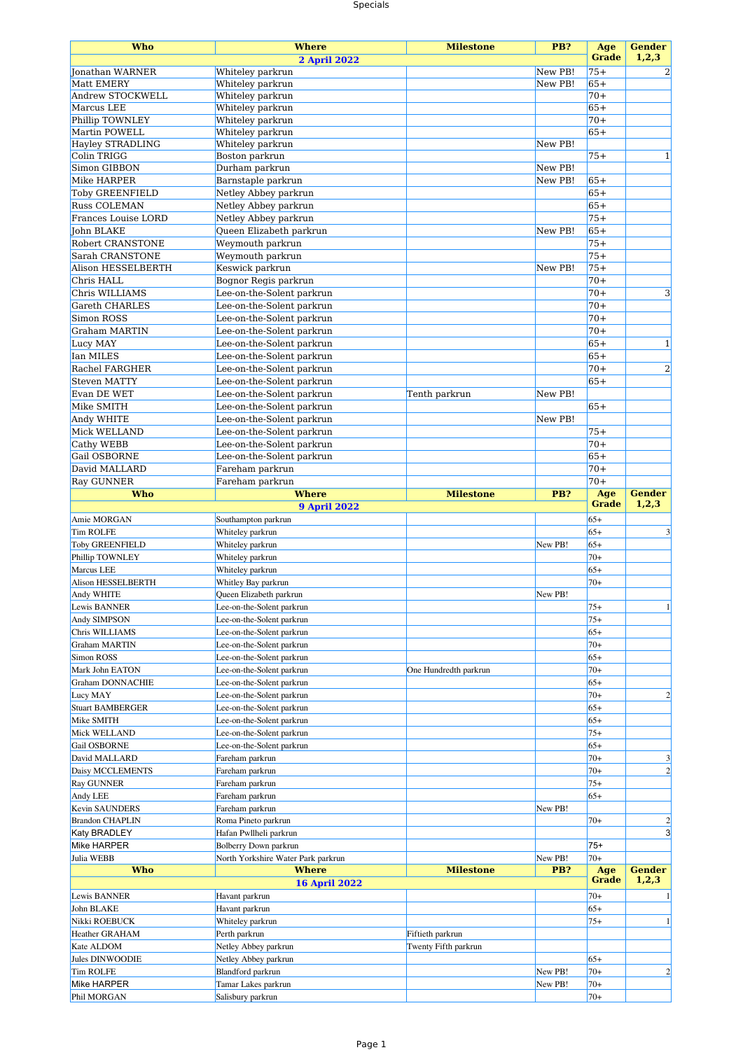| Who | Where | Milestone | PB? | Age Grade | Gender 1,2,3 |
|---|---|---|---|---|---|
| | 2 April 2022 | | | | |
| Jonathan WARNER | Whiteley parkrun | | New PB! | 75+ | 2 |
| Matt EMERY | Whiteley parkrun | | New PB! | 65+ | |
| Andrew STOCKWELL | Whiteley parkrun | | | 70+ | |
| Marcus LEE | Whiteley parkrun | | | 65+ | |
| Phillip TOWNLEY | Whiteley parkrun | | | 70+ | |
| Martin POWELL | Whiteley parkrun | | | 65+ | |
| Hayley STRADLING | Whiteley parkrun | | New PB! | | |
| Colin TRIGG | Boston parkrun | | | 75+ | 1 |
| Simon GIBBON | Durham parkrun | | New PB! | | |
| Mike HARPER | Barnstaple parkrun | | New PB! | 65+ | |
| Toby GREENFIELD | Netley Abbey parkrun | | | 65+ | |
| Russ COLEMAN | Netley Abbey parkrun | | | 65+ | |
| Frances Louise LORD | Netley Abbey parkrun | | | 75+ | |
| John BLAKE | Queen Elizabeth parkrun | | New PB! | 65+ | |
| Robert CRANSTONE | Weymouth parkrun | | | 75+ | |
| Sarah CRANSTONE | Weymouth parkrun | | | 75+ | |
| Alison HESSELBERTH | Keswick parkrun | | New PB! | 75+ | |
| Chris HALL | Bognor Regis parkrun | | | 70+ | |
| Chris WILLIAMS | Lee-on-the-Solent parkrun | | | 70+ | 3 |
| Gareth CHARLES | Lee-on-the-Solent parkrun | | | 70+ | |
| Simon ROSS | Lee-on-the-Solent parkrun | | | 70+ | |
| Graham MARTIN | Lee-on-the-Solent parkrun | | | 70+ | |
| Lucy MAY | Lee-on-the-Solent parkrun | | | 65+ | 1 |
| Ian MILES | Lee-on-the-Solent parkrun | | | 65+ | |
| Rachel FARGHER | Lee-on-the-Solent parkrun | | | 70+ | 2 |
| Steven MATTY | Lee-on-the-Solent parkrun | | | 65+ | |
| Evan DE WET | Lee-on-the-Solent parkrun | Tenth parkrun | New PB! | | |
| Mike SMITH | Lee-on-the-Solent parkrun | | | 65+ | |
| Andy WHITE | Lee-on-the-Solent parkrun | | New PB! | | |
| Mick WELLAND | Lee-on-the-Solent parkrun | | | 75+ | |
| Cathy WEBB | Lee-on-the-Solent parkrun | | | 70+ | |
| Gail OSBORNE | Lee-on-the-Solent parkrun | | | 65+ | |
| David MALLARD | Fareham parkrun | | | 70+ | |
| Ray GUNNER | Fareham parkrun | | | 70+ | |
| **Who** | **Where** | **Milestone** | **PB?** | **Age Grade** | **Gender 1,2,3** |
| | 9 April 2022 | | | | |
| Amie MORGAN | Southampton parkrun | | | 65+ | |
| Tim ROLFE | Whiteley parkrun | | | 65+ | 3 |
| Toby GREENFIELD | Whiteley parkrun | | New PB! | 65+ | |
| Phillip TOWNLEY | Whiteley parkrun | | | 70+ | |
| Marcus LEE | Whiteley parkrun | | | 65+ | |
| Alison HESSELBERTH | Whitley Bay parkrun | | | 70+ | |
| Andy WHITE | Queen Elizabeth parkrun | | New PB! | | |
| Lewis BANNER | Lee-on-the-Solent parkrun | | | 75+ | 1 |
| Andy SIMPSON | Lee-on-the-Solent parkrun | | | 75+ | |
| Chris WILLIAMS | Lee-on-the-Solent parkrun | | | 65+ | |
| Graham MARTIN | Lee-on-the-Solent parkrun | | | 70+ | |
| Simon ROSS | Lee-on-the-Solent parkrun | | | 65+ | |
| Mark John EATON | Lee-on-the-Solent parkrun | One Hundredth parkrun | | 70+ | |
| Graham DONNACHIE | Lee-on-the-Solent parkrun | | | 65+ | |
| Lucy MAY | Lee-on-the-Solent parkrun | | | 70+ | 2 |
| Stuart BAMBERGER | Lee-on-the-Solent parkrun | | | 65+ | |
| Mike SMITH | Lee-on-the-Solent parkrun | | | 65+ | |
| Mick WELLAND | Lee-on-the-Solent parkrun | | | 75+ | |
| Gail OSBORNE | Lee-on-the-Solent parkrun | | | 65+ | |
| David MALLARD | Fareham parkrun | | | 70+ | 3 |
| Daisy MCCLEMENTS | Fareham parkrun | | | 70+ | 2 |
| Ray GUNNER | Fareham parkrun | | | 75+ | |
| Andy LEE | Fareham parkrun | | | 65+ | |
| Kevin SAUNDERS | Fareham parkrun | | New PB! | | |
| Brandon CHAPLIN | Roma Pineto parkrun | | | 70+ | 2 |
| Katy BRADLEY | Hafan Pwllheli parkrun | | | | 3 |
| Mike HARPER | Bolberry Down parkrun | | | 75+ | |
| Julia WEBB | North Yorkshire Water Park parkrun | | New PB! | 70+ | |
| **Who** | **Where** | **Milestone** | **PB?** | **Age Grade** | **Gender 1,2,3** |
| | 16 April 2022 | | | | |
| Lewis BANNER | Havant parkrun | | | 70+ | 1 |
| John BLAKE | Havant parkrun | | | 65+ | |
| Nikki ROEBUCK | Whiteley parkrun | | | 75+ | 1 |
| Heather GRAHAM | Perth parkrun | Fiftieth parkrun | | | |
| Kate ALDOM | Netley Abbey parkrun | Twenty Fifth parkrun | | | |
| Jules DINWOODIE | Netley Abbey parkrun | | | 65+ | |
| Tim ROLFE | Blandford parkrun | | New PB! | 70+ | 2 |
| Mike HARPER | Tamar Lakes parkrun | | New PB! | 70+ | |
| Phil MORGAN | Salisbury parkrun | | | 70+ | |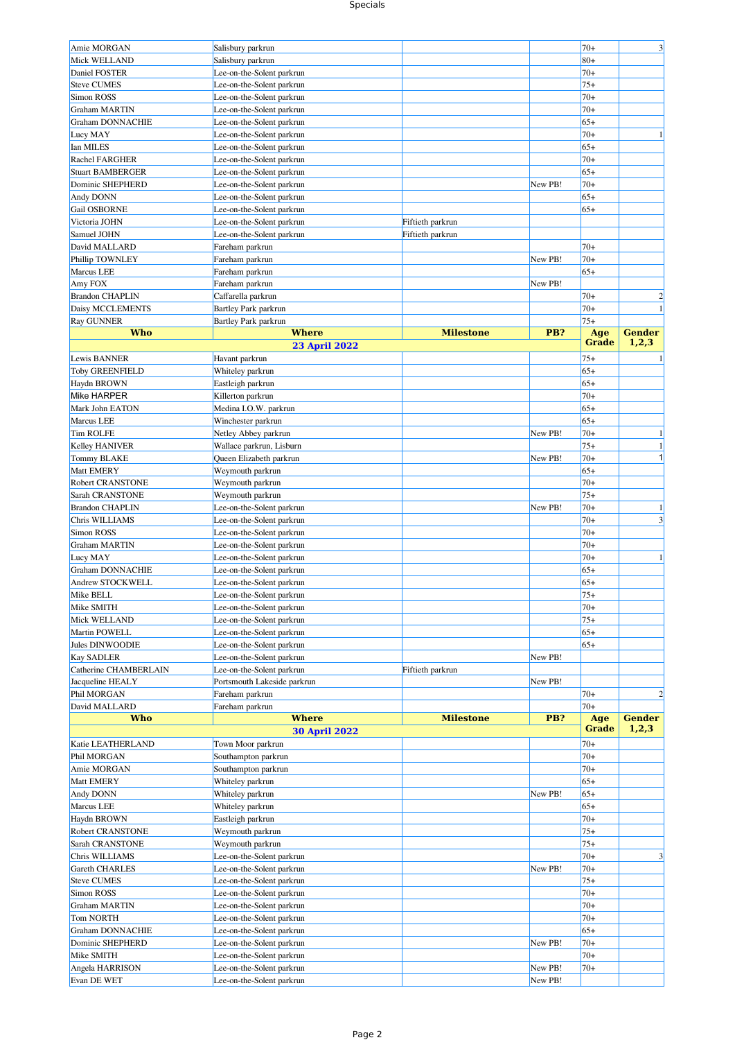| Who | Where | Milestone | PB? | Age Grade | Gender 1,2,3 |
|---|---|---|---|---|---|
| Amie MORGAN | Salisbury parkrun | | | 70+ | 3 |
| Mick WELLAND | Salisbury parkrun | | | 80+ | |
| Daniel FOSTER | Lee-on-the-Solent parkrun | | | 70+ | |
| Steve CUMES | Lee-on-the-Solent parkrun | | | 75+ | |
| Simon ROSS | Lee-on-the-Solent parkrun | | | 70+ | |
| Graham MARTIN | Lee-on-the-Solent parkrun | | | 70+ | |
| Graham DONNACHIE | Lee-on-the-Solent parkrun | | | 65+ | |
| Lucy MAY | Lee-on-the-Solent parkrun | | | 70+ | 1 |
| Ian MILES | Lee-on-the-Solent parkrun | | | 65+ | |
| Rachel FARGHER | Lee-on-the-Solent parkrun | | | 70+ | |
| Stuart BAMBERGER | Lee-on-the-Solent parkrun | | | 65+ | |
| Dominic SHEPHERD | Lee-on-the-Solent parkrun | | New PB! | 70+ | |
| Andy DONN | Lee-on-the-Solent parkrun | | | 65+ | |
| Gail OSBORNE | Lee-on-the-Solent parkrun | | | 65+ | |
| Victoria JOHN | Lee-on-the-Solent parkrun | Fiftieth parkrun | | | |
| Samuel JOHN | Lee-on-the-Solent parkrun | Fiftieth parkrun | | | |
| David MALLARD | Fareham parkrun | | | 70+ | |
| Phillip TOWNLEY | Fareham parkrun | | New PB! | 70+ | |
| Marcus LEE | Fareham parkrun | | | 65+ | |
| Amy FOX | Fareham parkrun | | New PB! | | |
| Brandon CHAPLIN | Caffarella parkrun | | | 70+ | 2 |
| Daisy MCCLEMENTS | Bartley Park parkrun | | | 70+ | 1 |
| Ray GUNNER | Bartley Park parkrun | | | 75+ | |

## 23 April 2022

| Who | Where | Milestone | PB? | Age Grade | Gender 1,2,3 |
|---|---|---|---|---|---|
| Lewis BANNER | Havant parkrun | | | 75+ | 1 |
| Toby GREENFIELD | Whiteley parkrun | | | 65+ | |
| Haydn BROWN | Eastleigh parkrun | | | 65+ | |
| Mike HARPER | Killerton parkrun | | | 70+ | |
| Mark John EATON | Medina I.O.W. parkrun | | | 65+ | |
| Marcus LEE | Winchester parkrun | | | 65+ | |
| Tim ROLFE | Netley Abbey parkrun | | New PB! | 70+ | 1 |
| Kelley HANIVER | Wallace parkrun, Lisburn | | | 75+ | 1 |
| Tommy BLAKE | Queen Elizabeth parkrun | | New PB! | 70+ | 1 |
| Matt EMERY | Weymouth parkrun | | | 65+ | |
| Robert CRANSTONE | Weymouth parkrun | | | 70+ | |
| Sarah CRANSTONE | Weymouth parkrun | | | 75+ | |
| Brandon CHAPLIN | Lee-on-the-Solent parkrun | | New PB! | 70+ | 1 |
| Chris WILLIAMS | Lee-on-the-Solent parkrun | | | 70+ | 3 |
| Simon ROSS | Lee-on-the-Solent parkrun | | | 70+ | |
| Graham MARTIN | Lee-on-the-Solent parkrun | | | 70+ | |
| Lucy MAY | Lee-on-the-Solent parkrun | | | 70+ | 1 |
| Graham DONNACHIE | Lee-on-the-Solent parkrun | | | 65+ | |
| Andrew STOCKWELL | Lee-on-the-Solent parkrun | | | 65+ | |
| Mike BELL | Lee-on-the-Solent parkrun | | | 75+ | |
| Mike SMITH | Lee-on-the-Solent parkrun | | | 70+ | |
| Mick WELLAND | Lee-on-the-Solent parkrun | | | 75+ | |
| Martin POWELL | Lee-on-the-Solent parkrun | | | 65+ | |
| Jules DINWOODIE | Lee-on-the-Solent parkrun | | | 65+ | |
| Kay SADLER | Lee-on-the-Solent parkrun | | New PB! | | |
| Catherine CHAMBERLAIN | Lee-on-the-Solent parkrun | Fiftieth parkrun | | | |
| Jacqueline HEALY | Portsmouth Lakeside parkrun | | New PB! | | |
| Phil MORGAN | Fareham parkrun | | | 70+ | 2 |
| David MALLARD | Fareham parkrun | | | 70+ | |

## 30 April 2022

| Who | Where | Milestone | PB? | Age Grade | Gender 1,2,3 |
|---|---|---|---|---|---|
| Katie LEATHERLAND | Town Moor parkrun | | | 70+ | |
| Phil MORGAN | Southampton parkrun | | | 70+ | |
| Amie MORGAN | Southampton parkrun | | | 70+ | |
| Matt EMERY | Whiteley parkrun | | | 65+ | |
| Andy DONN | Whiteley parkrun | | New PB! | 65+ | |
| Marcus LEE | Whiteley parkrun | | | 65+ | |
| Haydn BROWN | Eastleigh parkrun | | | 70+ | |
| Robert CRANSTONE | Weymouth parkrun | | | 75+ | |
| Sarah CRANSTONE | Weymouth parkrun | | | 75+ | |
| Chris WILLIAMS | Lee-on-the-Solent parkrun | | | 70+ | 3 |
| Gareth CHARLES | Lee-on-the-Solent parkrun | | New PB! | 70+ | |
| Steve CUMES | Lee-on-the-Solent parkrun | | | 75+ | |
| Simon ROSS | Lee-on-the-Solent parkrun | | | 70+ | |
| Graham MARTIN | Lee-on-the-Solent parkrun | | | 70+ | |
| Tom NORTH | Lee-on-the-Solent parkrun | | | 70+ | |
| Graham DONNACHIE | Lee-on-the-Solent parkrun | | | 65+ | |
| Dominic SHEPHERD | Lee-on-the-Solent parkrun | | New PB! | 70+ | |
| Mike SMITH | Lee-on-the-Solent parkrun | | | 70+ | |
| Angela HARRISON | Lee-on-the-Solent parkrun | | New PB! | 70+ | |
| Evan DE WET | Lee-on-the-Solent parkrun | | New PB! | | |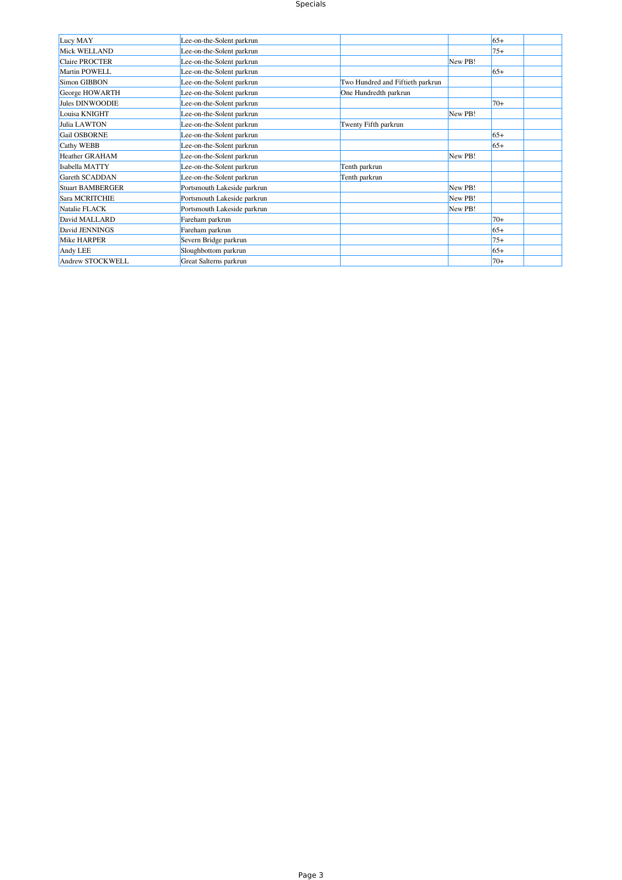| | | | | | |
|---|---|---|---|---|---|
| Lucy MAY | Lee-on-the-Solent parkrun | | | 65+ | |
| Mick WELLAND | Lee-on-the-Solent parkrun | | | 75+ | |
| Claire PROCTER | Lee-on-the-Solent parkrun | | New PB! | | |
| Martin POWELL | Lee-on-the-Solent parkrun | | | 65+ | |
| Simon GIBBON | Lee-on-the-Solent parkrun | Two Hundred and Fiftieth parkrun | | | |
| George HOWARTH | Lee-on-the-Solent parkrun | One Hundredth parkrun | | | |
| Jules DINWOODIE | Lee-on-the-Solent parkrun | | | 70+ | |
| Louisa KNIGHT | Lee-on-the-Solent parkrun | | New PB! | | |
| Julia LAWTON | Lee-on-the-Solent parkrun | Twenty Fifth parkrun | | | |
| Gail OSBORNE | Lee-on-the-Solent parkrun | | | 65+ | |
| Cathy WEBB | Lee-on-the-Solent parkrun | | | 65+ | |
| Heather GRAHAM | Lee-on-the-Solent parkrun | | New PB! | | |
| Isabella MATTY | Lee-on-the-Solent parkrun | Tenth parkrun | | | |
| Gareth SCADDAN | Lee-on-the-Solent parkrun | Tenth parkrun | | | |
| Stuart BAMBERGER | Portsmouth Lakeside parkrun | | New PB! | | |
| Sara MCRITCHIE | Portsmouth Lakeside parkrun | | New PB! | | |
| Natalie FLACK | Portsmouth Lakeside parkrun | | New PB! | | |
| David MALLARD | Fareham parkrun | | | 70+ | |
| David JENNINGS | Fareham parkrun | | | 65+ | |
| Mike HARPER | Severn Bridge parkrun | | | 75+ | |
| Andy LEE | Sloughbottom parkrun | | | 65+ | |
| Andrew STOCKWELL | Great Salterns parkrun | | | 70+ | |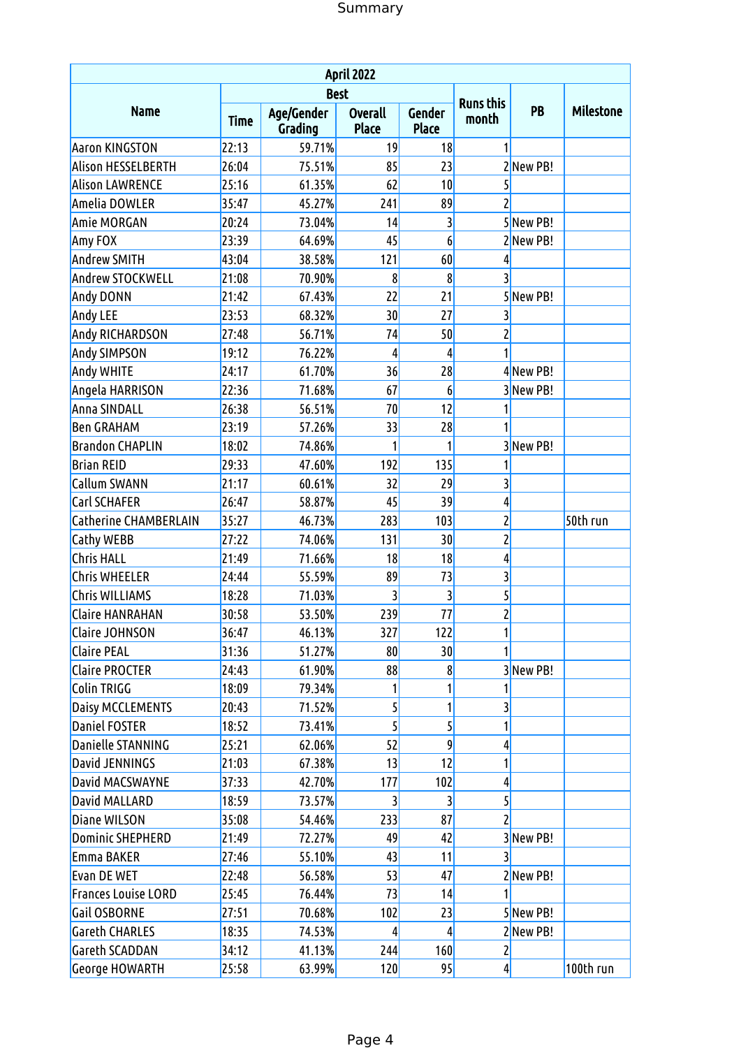Summary

| Name | April 2022 | | | | | | |
|---|---|---|---|---|---|---|---|
| | Best | | | | Runs this month | PB | Milestone |
| | Time | Age/Gender Grading | Overall Place | Gender Place | | | |
| Aaron KINGSTON | 22:13 | 59.71% | 19 | 18 | 1 | | |
| Alison HESSELBERTH | 26:04 | 75.51% | 85 | 23 | 2 | New PB! | |
| Alison LAWRENCE | 25:16 | 61.35% | 62 | 10 | 5 | | |
| Amelia DOWLER | 35:47 | 45.27% | 241 | 89 | 2 | | |
| Amie MORGAN | 20:24 | 73.04% | 14 | 3 | 5 | New PB! | |
| Amy FOX | 23:39 | 64.69% | 45 | 6 | 2 | New PB! | |
| Andrew SMITH | 43:04 | 38.58% | 121 | 60 | 4 | | |
| Andrew STOCKWELL | 21:08 | 70.90% | 8 | 8 | 3 | | |
| Andy DONN | 21:42 | 67.43% | 22 | 21 | 5 | New PB! | |
| Andy LEE | 23:53 | 68.32% | 30 | 27 | 3 | | |
| Andy RICHARDSON | 27:48 | 56.71% | 74 | 50 | 2 | | |
| Andy SIMPSON | 19:12 | 76.22% | 4 | 4 | 1 | | |
| Andy WHITE | 24:17 | 61.70% | 36 | 28 | 4 | New PB! | |
| Angela HARRISON | 22:36 | 71.68% | 67 | 6 | 3 | New PB! | |
| Anna SINDALL | 26:38 | 56.51% | 70 | 12 | 1 | | |
| Ben GRAHAM | 23:19 | 57.26% | 33 | 28 | 1 | | |
| Brandon CHAPLIN | 18:02 | 74.86% | 1 | 1 | 3 | New PB! | |
| Brian REID | 29:33 | 47.60% | 192 | 135 | 1 | | |
| Callum SWANN | 21:17 | 60.61% | 32 | 29 | 3 | | |
| Carl SCHAFER | 26:47 | 58.87% | 45 | 39 | 4 | | |
| Catherine CHAMBERLAIN | 35:27 | 46.73% | 283 | 103 | 2 | | 50th run |
| Cathy WEBB | 27:22 | 74.06% | 131 | 30 | 2 | | |
| Chris HALL | 21:49 | 71.66% | 18 | 18 | 4 | | |
| Chris WHEELER | 24:44 | 55.59% | 89 | 73 | 3 | | |
| Chris WILLIAMS | 18:28 | 71.03% | 3 | 3 | 5 | | |
| Claire HANRAHAN | 30:58 | 53.50% | 239 | 77 | 2 | | |
| Claire JOHNSON | 36:47 | 46.13% | 327 | 122 | 1 | | |
| Claire PEAL | 31:36 | 51.27% | 80 | 30 | 1 | | |
| Claire PROCTER | 24:43 | 61.90% | 88 | 8 | 3 | New PB! | |
| Colin TRIGG | 18:09 | 79.34% | 1 | 1 | 1 | | |
| Daisy MCCLEMENTS | 20:43 | 71.52% | 5 | 1 | 3 | | |
| Daniel FOSTER | 18:52 | 73.41% | 5 | 5 | 1 | | |
| Danielle STANNING | 25:21 | 62.06% | 52 | 9 | 4 | | |
| David JENNINGS | 21:03 | 67.38% | 13 | 12 | 1 | | |
| David MACSWAYNE | 37:33 | 42.70% | 177 | 102 | 4 | | |
| David MALLARD | 18:59 | 73.57% | 3 | 3 | 5 | | |
| Diane WILSON | 35:08 | 54.46% | 233 | 87 | 2 | | |
| Dominic SHEPHERD | 21:49 | 72.27% | 49 | 42 | 3 | New PB! | |
| Emma BAKER | 27:46 | 55.10% | 43 | 11 | 3 | | |
| Evan DE WET | 22:48 | 56.58% | 53 | 47 | 2 | New PB! | |
| Frances Louise LORD | 25:45 | 76.44% | 73 | 14 | 1 | | |
| Gail OSBORNE | 27:51 | 70.68% | 102 | 23 | 5 | New PB! | |
| Gareth CHARLES | 18:35 | 74.53% | 4 | 4 | 2 | New PB! | |
| Gareth SCADDAN | 34:12 | 41.13% | 244 | 160 | 2 | | |
| George HOWARTH | 25:58 | 63.99% | 120 | 95 | 4 | | 100th run |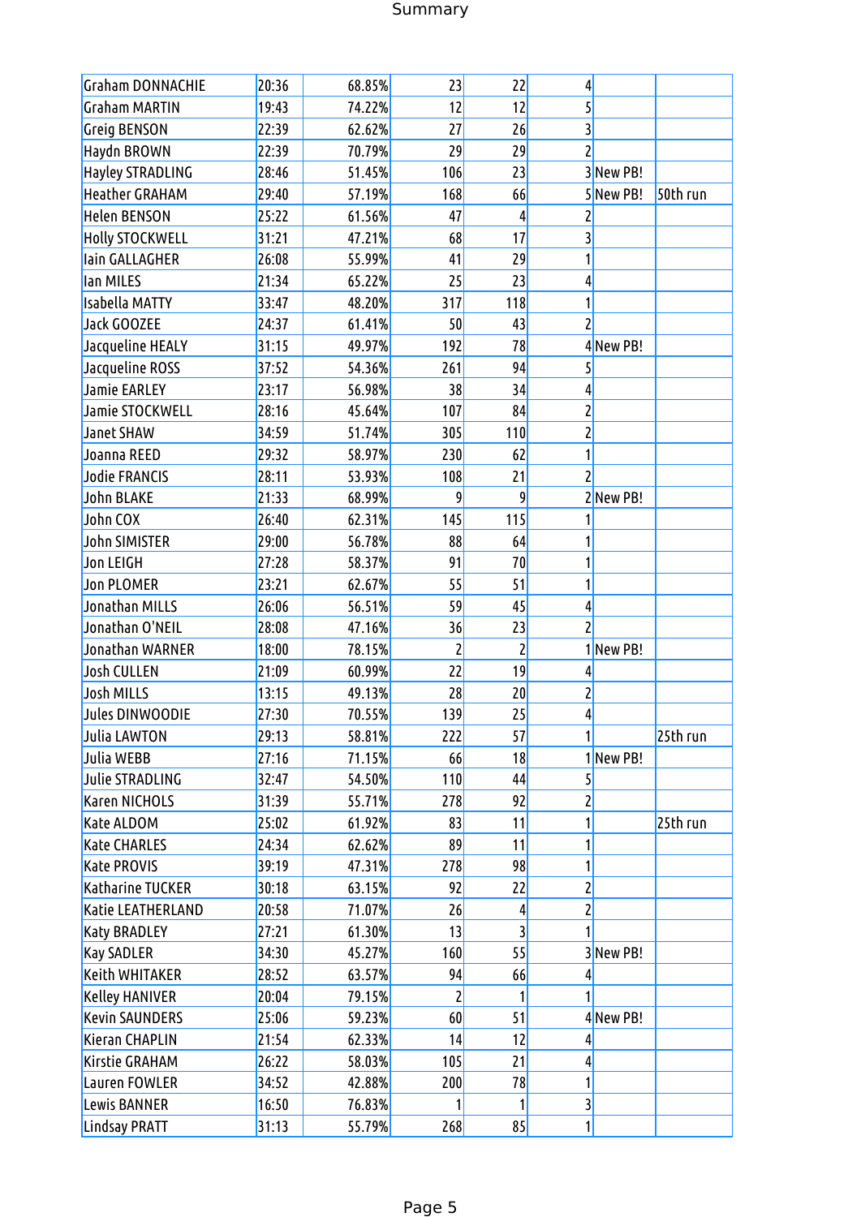| | | | | | | | |
|---|---|---|---|---|---|---|---|
| Graham DONNACHIE | 20:36 | 68.85% | 23 | 22 | 4 | | |
| Graham MARTIN | 19:43 | 74.22% | 12 | 12 | 5 | | |
| Greig BENSON | 22:39 | 62.62% | 27 | 26 | 3 | | |
| Haydn BROWN | 22:39 | 70.79% | 29 | 29 | 2 | | |
| Hayley STRADLING | 28:46 | 51.45% | 106 | 23 | 3 | New PB! | |
| Heather GRAHAM | 29:40 | 57.19% | 168 | 66 | 5 | New PB! | 50th run |
| Helen BENSON | 25:22 | 61.56% | 47 | 4 | 2 | | |
| Holly STOCKWELL | 31:21 | 47.21% | 68 | 17 | 3 | | |
| Iain GALLAGHER | 26:08 | 55.99% | 41 | 29 | 1 | | |
| Ian MILES | 21:34 | 65.22% | 25 | 23 | 4 | | |
| Isabella MATTY | 33:47 | 48.20% | 317 | 118 | 1 | | |
| Jack GOOZEE | 24:37 | 61.41% | 50 | 43 | 2 | | |
| Jacqueline HEALY | 31:15 | 49.97% | 192 | 78 | 4 | New PB! | |
| Jacqueline ROSS | 37:52 | 54.36% | 261 | 94 | 5 | | |
| Jamie EARLEY | 23:17 | 56.98% | 38 | 34 | 4 | | |
| Jamie STOCKWELL | 28:16 | 45.64% | 107 | 84 | 2 | | |
| Janet SHAW | 34:59 | 51.74% | 305 | 110 | 2 | | |
| Joanna REED | 29:32 | 58.97% | 230 | 62 | 1 | | |
| Jodie FRANCIS | 28:11 | 53.93% | 108 | 21 | 2 | | |
| John BLAKE | 21:33 | 68.99% | 9 | 9 | 2 | New PB! | |
| John COX | 26:40 | 62.31% | 145 | 115 | 1 | | |
| John SIMISTER | 29:00 | 56.78% | 88 | 64 | 1 | | |
| Jon LEIGH | 27:28 | 58.37% | 91 | 70 | 1 | | |
| Jon PLOMER | 23:21 | 62.67% | 55 | 51 | 1 | | |
| Jonathan MILLS | 26:06 | 56.51% | 59 | 45 | 4 | | |
| Jonathan O'NEIL | 28:08 | 47.16% | 36 | 23 | 2 | | |
| Jonathan WARNER | 18:00 | 78.15% | 2 | 2 | 1 | New PB! | |
| Josh CULLEN | 21:09 | 60.99% | 22 | 19 | 4 | | |
| Josh MILLS | 13:15 | 49.13% | 28 | 20 | 2 | | |
| Jules DINWOODIE | 27:30 | 70.55% | 139 | 25 | 4 | | |
| Julia LAWTON | 29:13 | 58.81% | 222 | 57 | 1 | | 25th run |
| Julia WEBB | 27:16 | 71.15% | 66 | 18 | 1 | New PB! | |
| Julie STRADLING | 32:47 | 54.50% | 110 | 44 | 5 | | |
| Karen NICHOLS | 31:39 | 55.71% | 278 | 92 | 2 | | |
| Kate ALDOM | 25:02 | 61.92% | 83 | 11 | 1 | | 25th run |
| Kate CHARLES | 24:34 | 62.62% | 89 | 11 | 1 | | |
| Kate PROVIS | 39:19 | 47.31% | 278 | 98 | 1 | | |
| Katharine TUCKER | 30:18 | 63.15% | 92 | 22 | 2 | | |
| Katie LEATHERLAND | 20:58 | 71.07% | 26 | 4 | 2 | | |
| Katy BRADLEY | 27:21 | 61.30% | 13 | 3 | 1 | | |
| Kay SADLER | 34:30 | 45.27% | 160 | 55 | 3 | New PB! | |
| Keith WHITAKER | 28:52 | 63.57% | 94 | 66 | 4 | | |
| Kelley HANIVER | 20:04 | 79.15% | 2 | 1 | 1 | | |
| Kevin SAUNDERS | 25:06 | 59.23% | 60 | 51 | 4 | New PB! | |
| Kieran CHAPLIN | 21:54 | 62.33% | 14 | 12 | 4 | | |
| Kirstie GRAHAM | 26:22 | 58.03% | 105 | 21 | 4 | | |
| Lauren FOWLER | 34:52 | 42.88% | 200 | 78 | 1 | | |
| Lewis BANNER | 16:50 | 76.83% | 1 | 1 | 3 | | |
| Lindsay PRATT | 31:13 | 55.79% | 268 | 85 | 1 | | |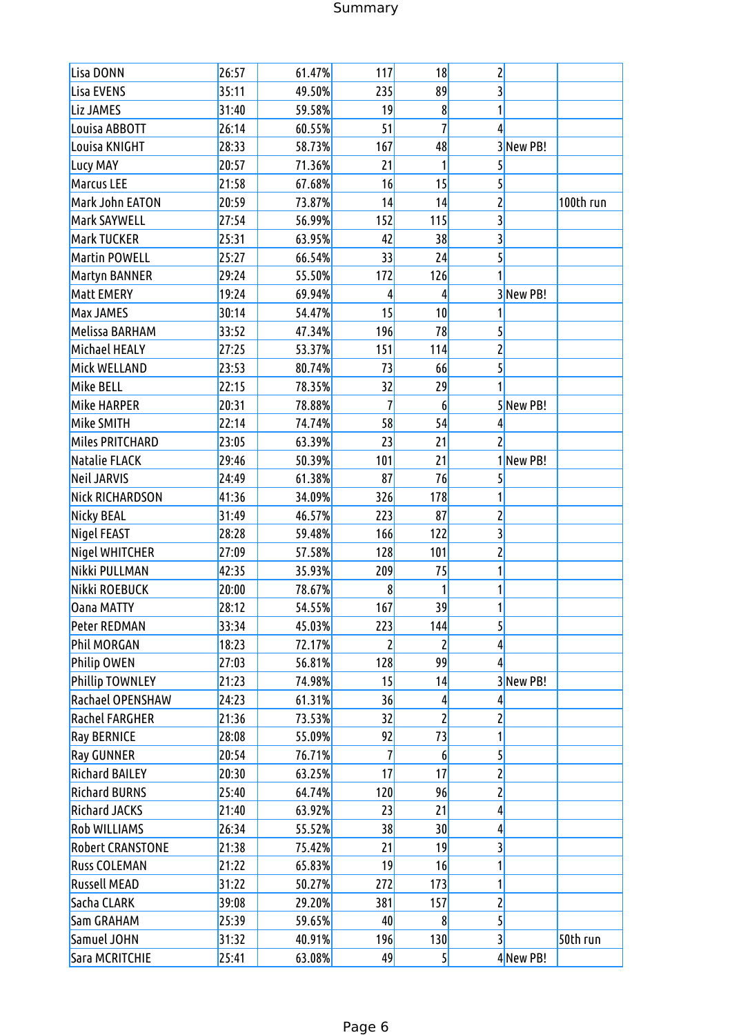| | | | | | | | |
|---|---|---|---|---|---|---|---|
| Lisa DONN | 26:57 | 61.47% | 117 | 18 | 2 | | |
| Lisa EVENS | 35:11 | 49.50% | 235 | 89 | 3 | | |
| Liz JAMES | 31:40 | 59.58% | 19 | 8 | 1 | | |
| Louisa ABBOTT | 26:14 | 60.55% | 51 | 7 | 4 | | |
| Louisa KNIGHT | 28:33 | 58.73% | 167 | 48 | 3 | New PB! | |
| Lucy MAY | 20:57 | 71.36% | 21 | 1 | 5 | | |
| Marcus LEE | 21:58 | 67.68% | 16 | 15 | 5 | | |
| Mark John EATON | 20:59 | 73.87% | 14 | 14 | 2 | | 100th run |
| Mark SAYWELL | 27:54 | 56.99% | 152 | 115 | 3 | | |
| Mark TUCKER | 25:31 | 63.95% | 42 | 38 | 3 | | |
| Martin POWELL | 25:27 | 66.54% | 33 | 24 | 5 | | |
| Martyn BANNER | 29:24 | 55.50% | 172 | 126 | 1 | | |
| Matt EMERY | 19:24 | 69.94% | 4 | 4 | 3 | New PB! | |
| Max JAMES | 30:14 | 54.47% | 15 | 10 | 1 | | |
| Melissa BARHAM | 33:52 | 47.34% | 196 | 78 | 5 | | |
| Michael HEALY | 27:25 | 53.37% | 151 | 114 | 2 | | |
| Mick WELLAND | 23:53 | 80.74% | 73 | 66 | 5 | | |
| Mike BELL | 22:15 | 78.35% | 32 | 29 | 1 | | |
| Mike HARPER | 20:31 | 78.88% | 7 | 6 | 5 | New PB! | |
| Mike SMITH | 22:14 | 74.74% | 58 | 54 | 4 | | |
| Miles PRITCHARD | 23:05 | 63.39% | 23 | 21 | 2 | | |
| Natalie FLACK | 29:46 | 50.39% | 101 | 21 | 1 | New PB! | |
| Neil JARVIS | 24:49 | 61.38% | 87 | 76 | 5 | | |
| Nick RICHARDSON | 41:36 | 34.09% | 326 | 178 | 1 | | |
| Nicky BEAL | 31:49 | 46.57% | 223 | 87 | 2 | | |
| Nigel FEAST | 28:28 | 59.48% | 166 | 122 | 3 | | |
| Nigel WHITCHER | 27:09 | 57.58% | 128 | 101 | 2 | | |
| Nikki PULLMAN | 42:35 | 35.93% | 209 | 75 | 1 | | |
| Nikki ROEBUCK | 20:00 | 78.67% | 8 | 1 | 1 | | |
| Oana MATTY | 28:12 | 54.55% | 167 | 39 | 1 | | |
| Peter REDMAN | 33:34 | 45.03% | 223 | 144 | 5 | | |
| Phil MORGAN | 18:23 | 72.17% | 2 | 2 | 4 | | |
| Philip OWEN | 27:03 | 56.81% | 128 | 99 | 4 | | |
| Phillip TOWNLEY | 21:23 | 74.98% | 15 | 14 | 3 | New PB! | |
| Rachael OPENSHAW | 24:23 | 61.31% | 36 | 4 | 4 | | |
| Rachel FARGHER | 21:36 | 73.53% | 32 | 2 | 2 | | |
| Ray BERNICE | 28:08 | 55.09% | 92 | 73 | 1 | | |
| Ray GUNNER | 20:54 | 76.71% | 7 | 6 | 5 | | |
| Richard BAILEY | 20:30 | 63.25% | 17 | 17 | 2 | | |
| Richard BURNS | 25:40 | 64.74% | 120 | 96 | 2 | | |
| Richard JACKS | 21:40 | 63.92% | 23 | 21 | 4 | | |
| Rob WILLIAMS | 26:34 | 55.52% | 38 | 30 | 4 | | |
| Robert CRANSTONE | 21:38 | 75.42% | 21 | 19 | 3 | | |
| Russ COLEMAN | 21:22 | 65.83% | 19 | 16 | 1 | | |
| Russell MEAD | 31:22 | 50.27% | 272 | 173 | 1 | | |
| Sacha CLARK | 39:08 | 29.20% | 381 | 157 | 2 | | |
| Sam GRAHAM | 25:39 | 59.65% | 40 | 8 | 5 | | |
| Samuel JOHN | 31:32 | 40.91% | 196 | 130 | 3 | | 50th run |
| Sara MCRITCHIE | 25:41 | 63.08% | 49 | 5 | 4 | New PB! | |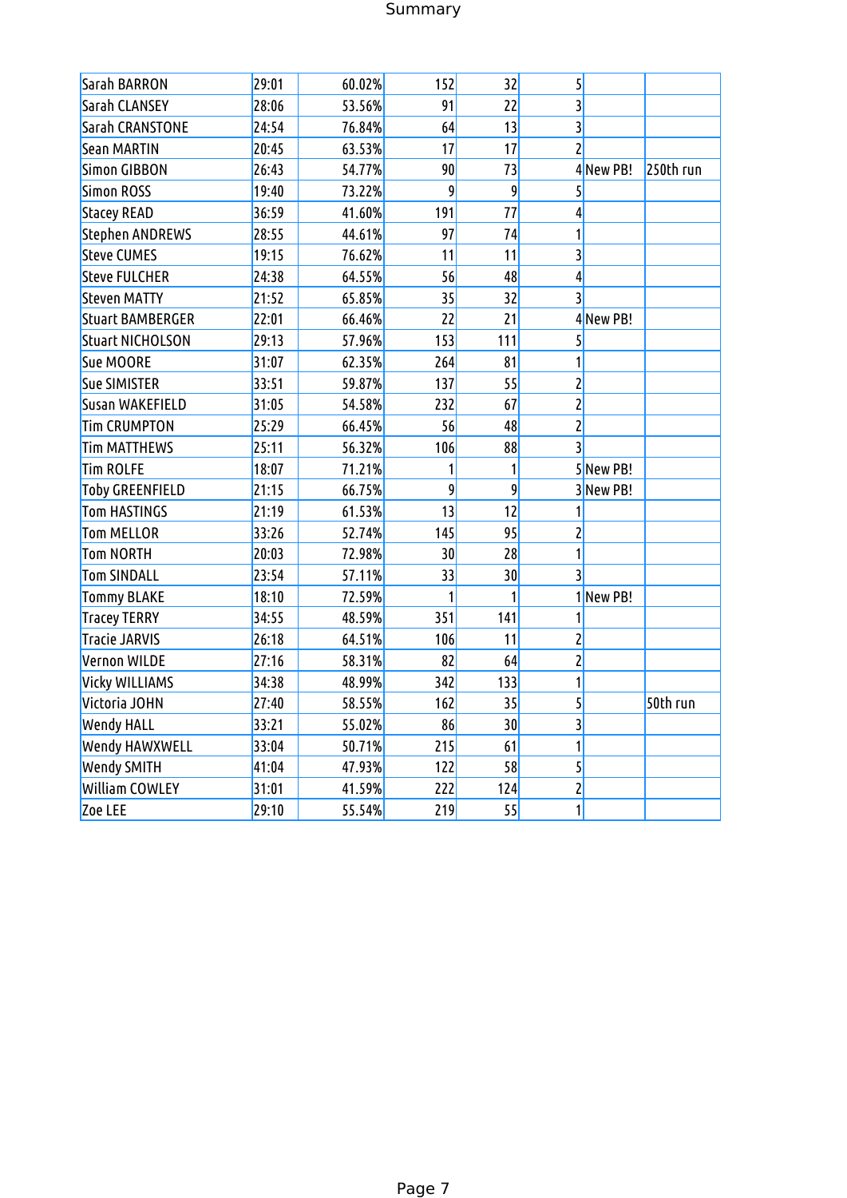| | | | | | | | |
|---|---|---|---|---|---|---|---|
| Sarah BARRON | 29:01 | 60.02% | 152 | 32 | 5 | | |
| Sarah CLANSEY | 28:06 | 53.56% | 91 | 22 | 3 | | |
| Sarah CRANSTONE | 24:54 | 76.84% | 64 | 13 | 3 | | |
| Sean MARTIN | 20:45 | 63.53% | 17 | 17 | 2 | | |
| Simon GIBBON | 26:43 | 54.77% | 90 | 73 | 4 | New PB! | 250th run |
| Simon ROSS | 19:40 | 73.22% | 9 | 9 | 5 | | |
| Stacey READ | 36:59 | 41.60% | 191 | 77 | 4 | | |
| Stephen ANDREWS | 28:55 | 44.61% | 97 | 74 | 1 | | |
| Steve CUMES | 19:15 | 76.62% | 11 | 11 | 3 | | |
| Steve FULCHER | 24:38 | 64.55% | 56 | 48 | 4 | | |
| Steven MATTY | 21:52 | 65.85% | 35 | 32 | 3 | | |
| Stuart BAMBERGER | 22:01 | 66.46% | 22 | 21 | 4 | New PB! | |
| Stuart NICHOLSON | 29:13 | 57.96% | 153 | 111 | 5 | | |
| Sue MOORE | 31:07 | 62.35% | 264 | 81 | 1 | | |
| Sue SIMISTER | 33:51 | 59.87% | 137 | 55 | 2 | | |
| Susan WAKEFIELD | 31:05 | 54.58% | 232 | 67 | 2 | | |
| Tim CRUMPTON | 25:29 | 66.45% | 56 | 48 | 2 | | |
| Tim MATTHEWS | 25:11 | 56.32% | 106 | 88 | 3 | | |
| Tim ROLFE | 18:07 | 71.21% | 1 | 1 | 5 | New PB! | |
| Toby GREENFIELD | 21:15 | 66.75% | 9 | 9 | 3 | New PB! | |
| Tom HASTINGS | 21:19 | 61.53% | 13 | 12 | 1 | | |
| Tom MELLOR | 33:26 | 52.74% | 145 | 95 | 2 | | |
| Tom NORTH | 20:03 | 72.98% | 30 | 28 | 1 | | |
| Tom SINDALL | 23:54 | 57.11% | 33 | 30 | 3 | | |
| Tommy BLAKE | 18:10 | 72.59% | 1 | 1 | 1 | New PB! | |
| Tracey TERRY | 34:55 | 48.59% | 351 | 141 | 1 | | |
| Tracie JARVIS | 26:18 | 64.51% | 106 | 11 | 2 | | |
| Vernon WILDE | 27:16 | 58.31% | 82 | 64 | 2 | | |
| Vicky WILLIAMS | 34:38 | 48.99% | 342 | 133 | 1 | | |
| Victoria JOHN | 27:40 | 58.55% | 162 | 35 | 5 | | 50th run |
| Wendy HALL | 33:21 | 55.02% | 86 | 30 | 3 | | |
| Wendy HAWXWELL | 33:04 | 50.71% | 215 | 61 | 1 | | |
| Wendy SMITH | 41:04 | 47.93% | 122 | 58 | 5 | | |
| William COWLEY | 31:01 | 41.59% | 222 | 124 | 2 | | |
| Zoe LEE | 29:10 | 55.54% | 219 | 55 | 1 | | |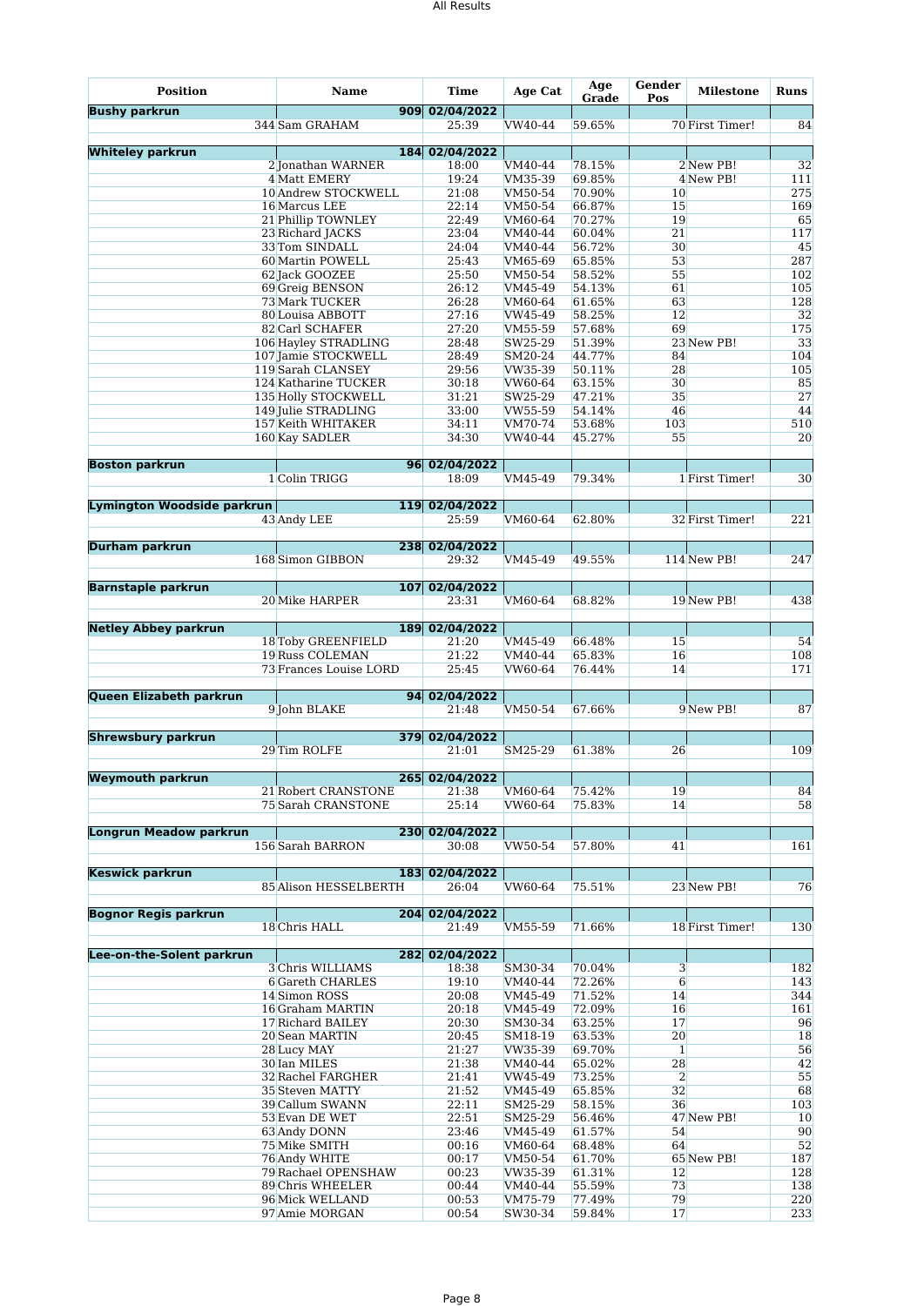| Position | Name | Time | Age Cat | Age Grade | Gender Pos | Milestone | Runs |
|---|---|---|---|---|---|---|---|
| **Bushy parkrun** | 909 | 02/04/2022 | | | | | |
| 344 | Sam GRAHAM | 25:39 | VW40-44 | 59.65% | 70 | First Timer! | 84 |
| | | | | | | | |
| **Whiteley parkrun** | 184 | 02/04/2022 | | | | | |
| 2 | Jonathan WARNER | 18:00 | VM40-44 | 78.15% | 2 | New PB! | 32 |
| 4 | Matt EMERY | 19:24 | VM35-39 | 69.85% | 4 | New PB! | 111 |
| 10 | Andrew STOCKWELL | 21:08 | VM50-54 | 70.90% | 10 | | 275 |
| 16 | Marcus LEE | 22:14 | VM50-54 | 66.87% | 15 | | 169 |
| 21 | Phillip TOWNLEY | 22:49 | VM60-64 | 70.27% | 19 | | 65 |
| 23 | Richard JACKS | 23:04 | VM40-44 | 60.04% | 21 | | 117 |
| 33 | Tom SINDALL | 24:04 | VM40-44 | 56.72% | 30 | | 45 |
| 60 | Martin POWELL | 25:43 | VM65-69 | 65.85% | 53 | | 287 |
| 62 | Jack GOOZEE | 25:50 | VM50-54 | 58.52% | 55 | | 102 |
| 69 | Greig BENSON | 26:12 | VM45-49 | 54.13% | 61 | | 105 |
| 73 | Mark TUCKER | 26:28 | VM60-64 | 61.65% | 63 | | 128 |
| 80 | Louisa ABBOTT | 27:16 | VW45-49 | 58.25% | 12 | | 32 |
| 82 | Carl SCHAFER | 27:20 | VM55-59 | 57.68% | 69 | | 175 |
| 106 | Hayley STRADLING | 28:48 | SW25-29 | 51.39% | 23 | New PB! | 33 |
| 107 | Jamie STOCKWELL | 28:49 | SM20-24 | 44.77% | 84 | | 104 |
| 119 | Sarah CLANSEY | 29:56 | VW35-39 | 50.11% | 28 | | 105 |
| 124 | Katharine TUCKER | 30:18 | VW60-64 | 63.15% | 30 | | 85 |
| 135 | Holly STOCKWELL | 31:21 | SW25-29 | 47.21% | 35 | | 27 |
| 149 | Julie STRADLING | 33:00 | VW55-59 | 54.14% | 46 | | 44 |
| 157 | Keith WHITAKER | 34:11 | VM70-74 | 53.68% | 103 | | 510 |
| 160 | Kay SADLER | 34:30 | VW40-44 | 45.27% | 55 | | 20 |
| | | | | | | | |
| **Boston parkrun** | 96 | 02/04/2022 | | | | | |
| 1 | Colin TRIGG | 18:09 | VM45-49 | 79.34% | 1 | First Timer! | 30 |
| | | | | | | | |
| **Lymington Woodside parkrun** | 119 | 02/04/2022 | | | | | |
| 43 | Andy LEE | 25:59 | VM60-64 | 62.80% | 32 | First Timer! | 221 |
| | | | | | | | |
| **Durham parkrun** | 238 | 02/04/2022 | | | | | |
| 168 | Simon GIBBON | 29:32 | VM45-49 | 49.55% | 114 | New PB! | 247 |
| | | | | | | | |
| **Barnstaple parkrun** | 107 | 02/04/2022 | | | | | |
| 20 | Mike HARPER | 23:31 | VM60-64 | 68.82% | 19 | New PB! | 438 |
| | | | | | | | |
| **Netley Abbey parkrun** | 189 | 02/04/2022 | | | | | |
| 18 | Toby GREENFIELD | 21:20 | VM45-49 | 66.48% | 15 | | 54 |
| 19 | Russ COLEMAN | 21:22 | VM40-44 | 65.83% | 16 | | 108 |
| 73 | Frances Louise LORD | 25:45 | VW60-64 | 76.44% | 14 | | 171 |
| | | | | | | | |
| **Queen Elizabeth parkrun** | 94 | 02/04/2022 | | | | | |
| 9 | John BLAKE | 21:48 | VM50-54 | 67.66% | 9 | New PB! | 87 |
| | | | | | | | |
| **Shrewsbury parkrun** | 379 | 02/04/2022 | | | | | |
| 29 | Tim ROLFE | 21:01 | SM25-29 | 61.38% | 26 | | 109 |
| | | | | | | | |
| **Weymouth parkrun** | 265 | 02/04/2022 | | | | | |
| 21 | Robert CRANSTONE | 21:38 | VM60-64 | 75.42% | 19 | | 84 |
| 75 | Sarah CRANSTONE | 25:14 | VW60-64 | 75.83% | 14 | | 58 |
| | | | | | | | |
| **Longrun Meadow parkrun** | 230 | 02/04/2022 | | | | | |
| 156 | Sarah BARRON | 30:08 | VW50-54 | 57.80% | 41 | | 161 |
| | | | | | | | |
| **Keswick parkrun** | 183 | 02/04/2022 | | | | | |
| 85 | Alison HESSELBERTH | 26:04 | VW60-64 | 75.51% | 23 | New PB! | 76 |
| | | | | | | | |
| **Bognor Regis parkrun** | 204 | 02/04/2022 | | | | | |
| 18 | Chris HALL | 21:49 | VM55-59 | 71.66% | 18 | First Timer! | 130 |
| | | | | | | | |
| **Lee-on-the-Solent parkrun** | 282 | 02/04/2022 | | | | | |
| 3 | Chris WILLIAMS | 18:38 | SM30-34 | 70.04% | 3 | | 182 |
| 6 | Gareth CHARLES | 19:10 | VM40-44 | 72.26% | 6 | | 143 |
| 14 | Simon ROSS | 20:08 | VM45-49 | 71.52% | 14 | | 344 |
| 16 | Graham MARTIN | 20:18 | VM45-49 | 72.09% | 16 | | 161 |
| 17 | Richard BAILEY | 20:30 | SM30-34 | 63.25% | 17 | | 96 |
| 20 | Sean MARTIN | 20:45 | SM18-19 | 63.53% | 20 | | 18 |
| 28 | Lucy MAY | 21:27 | VW35-39 | 69.70% | 1 | | 56 |
| 30 | Ian MILES | 21:38 | VM40-44 | 65.02% | 28 | | 42 |
| 32 | Rachel FARGHER | 21:41 | VW45-49 | 73.25% | 2 | | 55 |
| 35 | Steven MATTY | 21:52 | VM45-49 | 65.85% | 32 | | 68 |
| 39 | Callum SWANN | 22:11 | SM25-29 | 58.15% | 36 | | 103 |
| 53 | Evan DE WET | 22:51 | SM25-29 | 56.46% | 47 | New PB! | 10 |
| 63 | Andy DONN | 23:46 | VM45-49 | 61.57% | 54 | | 90 |
| 75 | Mike SMITH | 00:16 | VM60-64 | 68.48% | 64 | | 52 |
| 76 | Andy WHITE | 00:17 | VM50-54 | 61.70% | 65 | New PB! | 187 |
| 79 | Rachael OPENSHAW | 00:23 | VW35-39 | 61.31% | 12 | | 128 |
| 89 | Chris WHEELER | 00:44 | VM40-44 | 55.59% | 73 | | 138 |
| 96 | Mick WELLAND | 00:53 | VM75-79 | 77.49% | 79 | | 220 |
| 97 | Amie MORGAN | 00:54 | SW30-34 | 59.84% | 17 | | 233 |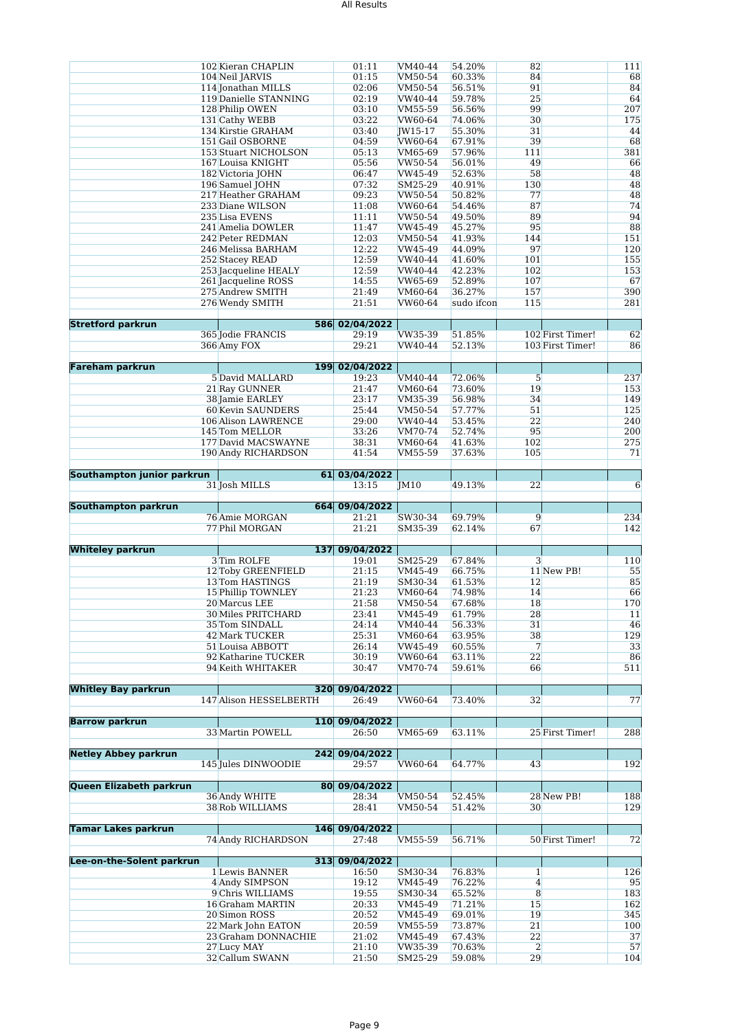| | | | | | | | |
|---|---|---|---|---|---|---|---|
| | 102 Kieran CHAPLIN | 01:11 | VM40-44 | 54.20% | 82 | | 111 |
| | 104 Neil JARVIS | 01:15 | VM50-54 | 60.33% | 84 | | 68 |
| | 114 Jonathan MILLS | 02:06 | VM50-54 | 56.51% | 91 | | 84 |
| | 119 Danielle STANNING | 02:19 | VW40-44 | 59.78% | 25 | | 64 |
| | 128 Philip OWEN | 03:10 | VM55-59 | 56.56% | 99 | | 207 |
| | 131 Cathy WEBB | 03:22 | VW60-64 | 74.06% | 30 | | 175 |
| | 134 Kirstie GRAHAM | 03:40 | JW15-17 | 55.30% | 31 | | 44 |
| | 151 Gail OSBORNE | 04:59 | VW60-64 | 67.91% | 39 | | 68 |
| | 153 Stuart NICHOLSON | 05:13 | VM65-69 | 57.96% | 111 | | 381 |
| | 167 Louisa KNIGHT | 05:56 | VW50-54 | 56.01% | 49 | | 66 |
| | 182 Victoria JOHN | 06:47 | VW45-49 | 52.63% | 58 | | 48 |
| | 196 Samuel JOHN | 07:32 | SM25-29 | 40.91% | 130 | | 48 |
| | 217 Heather GRAHAM | 09:23 | VW50-54 | 50.82% | 77 | | 48 |
| | 233 Diane WILSON | 11:08 | VW60-64 | 54.46% | 87 | | 74 |
| | 235 Lisa EVENS | 11:11 | VW50-54 | 49.50% | 89 | | 94 |
| | 241 Amelia DOWLER | 11:47 | VW45-49 | 45.27% | 95 | | 88 |
| | 242 Peter REDMAN | 12:03 | VM50-54 | 41.93% | 144 | | 151 |
| | 246 Melissa BARHAM | 12:22 | VW45-49 | 44.09% | 97 | | 120 |
| | 252 Stacey READ | 12:59 | VW40-44 | 41.60% | 101 | | 155 |
| | 253 Jacqueline HEALY | 12:59 | VW40-44 | 42.23% | 102 | | 153 |
| | 261 Jacqueline ROSS | 14:55 | VW65-69 | 52.89% | 107 | | 67 |
| | 275 Andrew SMITH | 21:49 | VM60-64 | 36.27% | 157 | | 390 |
| | 276 Wendy SMITH | 21:51 | VW60-64 | sudo ifcon | 115 | | 281 |
| | | | | | | | |
| **Stretford parkrun** | 586 | 02/04/2022 | | | | | |
| | 365 Jodie FRANCIS | 29:19 | VW35-39 | 51.85% | 102 | First Timer! | 62 |
| | 366 Amy FOX | 29:21 | VW40-44 | 52.13% | 103 | First Timer! | 86 |
| | | | | | | | |
| **Fareham parkrun** | 199 | 02/04/2022 | | | | | |
| | 5 David MALLARD | 19:23 | VM40-44 | 72.06% | 5 | | 237 |
| | 21 Ray GUNNER | 21:47 | VM60-64 | 73.60% | 19 | | 153 |
| | 38 Jamie EARLEY | 23:17 | VM35-39 | 56.98% | 34 | | 149 |
| | 60 Kevin SAUNDERS | 25:44 | VM50-54 | 57.77% | 51 | | 125 |
| | 106 Alison LAWRENCE | 29:00 | VW40-44 | 53.45% | 22 | | 240 |
| | 145 Tom MELLOR | 33:26 | VM70-74 | 52.74% | 95 | | 200 |
| | 177 David MACSWAYNE | 38:31 | VM60-64 | 41.63% | 102 | | 275 |
| | 190 Andy RICHARDSON | 41:54 | VM55-59 | 37.63% | 105 | | 71 |
| | | | | | | | |
| **Southampton junior parkrun** | 61 | 03/04/2022 | | | | | |
| | 31 Josh MILLS | 13:15 | JM10 | 49.13% | 22 | | 6 |
| | | | | | | | |
| **Southampton parkrun** | 664 | 09/04/2022 | | | | | |
| | 76 Amie MORGAN | 21:21 | SW30-34 | 69.79% | 9 | | 234 |
| | 77 Phil MORGAN | 21:21 | SM35-39 | 62.14% | 67 | | 142 |
| | | | | | | | |
| **Whiteley parkrun** | 137 | 09/04/2022 | | | | | |
| | 3 Tim ROLFE | 19:01 | SM25-29 | 67.84% | 3 | | 110 |
| | 12 Toby GREENFIELD | 21:15 | VM45-49 | 66.75% | 11 | New PB! | 55 |
| | 13 Tom HASTINGS | 21:19 | SM30-34 | 61.53% | 12 | | 85 |
| | 15 Phillip TOWNLEY | 21:23 | VM60-64 | 74.98% | 14 | | 66 |
| | 20 Marcus LEE | 21:58 | VM50-54 | 67.68% | 18 | | 170 |
| | 30 Miles PRITCHARD | 23:41 | VM45-49 | 61.79% | 28 | | 11 |
| | 35 Tom SINDALL | 24:14 | VM40-44 | 56.33% | 31 | | 46 |
| | 42 Mark TUCKER | 25:31 | VM60-64 | 63.95% | 38 | | 129 |
| | 51 Louisa ABBOTT | 26:14 | VW45-49 | 60.55% | 7 | | 33 |
| | 92 Katharine TUCKER | 30:19 | VW60-64 | 63.11% | 22 | | 86 |
| | 94 Keith WHITAKER | 30:47 | VM70-74 | 59.61% | 66 | | 511 |
| | | | | | | | |
| **Whitley Bay parkrun** | 320 | 09/04/2022 | | | | | |
| | 147 Alison HESSELBERTH | 26:49 | VW60-64 | 73.40% | 32 | | 77 |
| | | | | | | | |
| **Barrow parkrun** | 110 | 09/04/2022 | | | | | |
| | 33 Martin POWELL | 26:50 | VM65-69 | 63.11% | 25 | First Timer! | 288 |
| | | | | | | | |
| **Netley Abbey parkrun** | 242 | 09/04/2022 | | | | | |
| | 145 Jules DINWOODIE | 29:57 | VW60-64 | 64.77% | 43 | | 192 |
| | | | | | | | |
| **Queen Elizabeth parkrun** | 80 | 09/04/2022 | | | | | |
| | 36 Andy WHITE | 28:34 | VM50-54 | 52.45% | 28 | New PB! | 188 |
| | 38 Rob WILLIAMS | 28:41 | VM50-54 | 51.42% | 30 | | 129 |
| | | | | | | | |
| **Tamar Lakes parkrun** | 146 | 09/04/2022 | | | | | |
| | 74 Andy RICHARDSON | 27:48 | VM55-59 | 56.71% | 50 | First Timer! | 72 |
| | | | | | | | |
| **Lee-on-the-Solent parkrun** | 313 | 09/04/2022 | | | | | |
| | 1 Lewis BANNER | 16:50 | SM30-34 | 76.83% | 1 | | 126 |
| | 4 Andy SIMPSON | 19:12 | VM45-49 | 76.22% | 4 | | 95 |
| | 9 Chris WILLIAMS | 19:55 | SM30-34 | 65.52% | 8 | | 183 |
| | 16 Graham MARTIN | 20:33 | VM45-49 | 71.21% | 15 | | 162 |
| | 20 Simon ROSS | 20:52 | VM45-49 | 69.01% | 19 | | 345 |
| | 22 Mark John EATON | 20:59 | VM55-59 | 73.87% | 21 | | 100 |
| | 23 Graham DONNACHIE | 21:02 | VM45-49 | 67.43% | 22 | | 37 |
| | 27 Lucy MAY | 21:10 | VW35-39 | 70.63% | 2 | | 57 |
| | 32 Callum SWANN | 21:50 | SM25-29 | 59.08% | 29 | | 104 |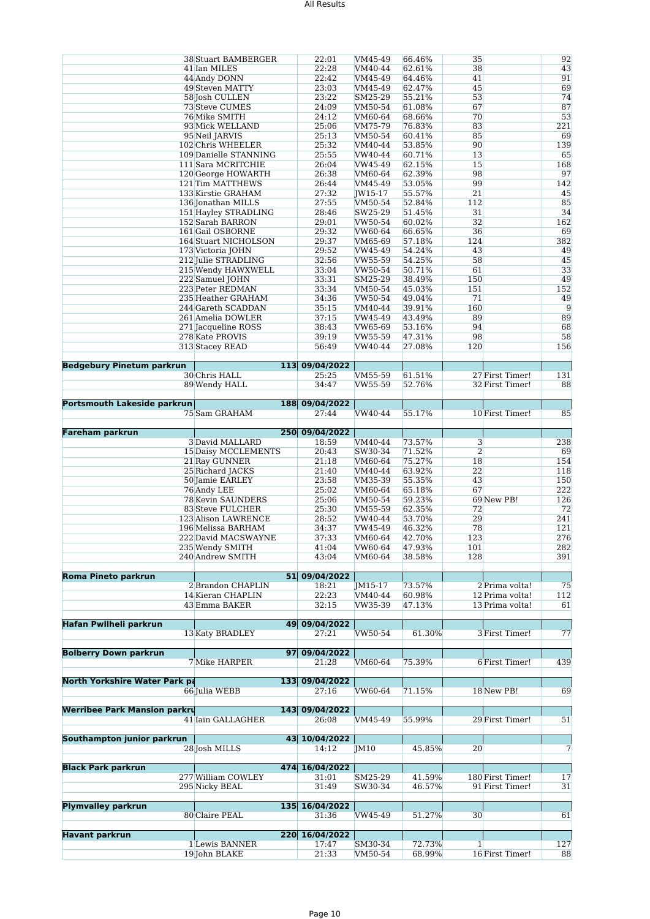| Event | Pos | Name | Time | Age Cat | Age Grade | Gender Pos | Note | Runs |
|---|---|---|---|---|---|---|---|---|
| | 38 | Stuart BAMBERGER | 22:01 | VM45-49 | 66.46% | 35 | | 92 |
| | 41 | Ian MILES | 22:28 | VM40-44 | 62.61% | 38 | | 43 |
| | 44 | Andy DONN | 22:42 | VM45-49 | 64.46% | 41 | | 91 |
| | 49 | Steven MATTY | 23:03 | VM45-49 | 62.47% | 45 | | 69 |
| | 58 | Josh CULLEN | 23:22 | SM25-29 | 55.21% | 53 | | 74 |
| | 73 | Steve CUMES | 24:09 | VM50-54 | 61.08% | 67 | | 87 |
| | 76 | Mike SMITH | 24:12 | VM60-64 | 68.66% | 70 | | 53 |
| | 93 | Mick WELLAND | 25:06 | VM75-79 | 76.83% | 83 | | 221 |
| | 95 | Neil JARVIS | 25:13 | VM50-54 | 60.41% | 85 | | 69 |
| | 102 | Chris WHEELER | 25:32 | VM40-44 | 53.85% | 90 | | 139 |
| | 109 | Danielle STANNING | 25:55 | VW40-44 | 60.71% | 13 | | 65 |
| | 111 | Sara MCRITCHIE | 26:04 | VW45-49 | 62.15% | 15 | | 168 |
| | 120 | George HOWARTH | 26:38 | VM60-64 | 62.39% | 98 | | 97 |
| | 121 | Tim MATTHEWS | 26:44 | VM45-49 | 53.05% | 99 | | 142 |
| | 133 | Kirstie GRAHAM | 27:32 | JW15-17 | 55.57% | 21 | | 45 |
| | 136 | Jonathan MILLS | 27:55 | VM50-54 | 52.84% | 112 | | 85 |
| | 151 | Hayley STRADLING | 28:46 | SW25-29 | 51.45% | 31 | | 34 |
| | 152 | Sarah BARRON | 29:01 | VW50-54 | 60.02% | 32 | | 162 |
| | 161 | Gail OSBORNE | 29:32 | VW60-64 | 66.65% | 36 | | 69 |
| | 164 | Stuart NICHOLSON | 29:37 | VM65-69 | 57.18% | 124 | | 382 |
| | 173 | Victoria JOHN | 29:52 | VW45-49 | 54.24% | 43 | | 49 |
| | 212 | Julie STRADLING | 32:56 | VW55-59 | 54.25% | 58 | | 45 |
| | 215 | Wendy HAWXWELL | 33:04 | VW50-54 | 50.71% | 61 | | 33 |
| | 222 | Samuel JOHN | 33:31 | SM25-29 | 38.49% | 150 | | 49 |
| | 223 | Peter REDMAN | 33:34 | VM50-54 | 45.03% | 151 | | 152 |
| | 235 | Heather GRAHAM | 34:36 | VW50-54 | 49.04% | 71 | | 49 |
| | 244 | Gareth SCADDAN | 35:15 | VM40-44 | 39.91% | 160 | | 9 |
| | 261 | Amelia DOWLER | 37:15 | VW45-49 | 43.49% | 89 | | 89 |
| | 271 | Jacqueline ROSS | 38:43 | VW65-69 | 53.16% | 94 | | 68 |
| | 278 | Kate PROVIS | 39:19 | VW55-59 | 47.31% | 98 | | 58 |
| | 313 | Stacey READ | 56:49 | VW40-44 | 27.08% | 120 | | 156 |
| | | | | | | | | |
| **Bedgebury Pinetum parkrun** | 113 | 09/04/2022 | | | | | | |
| | 30 | Chris HALL | 25:25 | VM55-59 | 61.51% | 27 | First Timer! | 131 |
| | 89 | Wendy HALL | 34:47 | VW55-59 | 52.76% | 32 | First Timer! | 88 |
| | | | | | | | | |
| **Portsmouth Lakeside parkrun** | 188 | 09/04/2022 | | | | | | |
| | 75 | Sam GRAHAM | 27:44 | VW40-44 | 55.17% | 10 | First Timer! | 85 |
| | | | | | | | | |
| **Fareham parkrun** | 250 | 09/04/2022 | | | | | | |
| | 3 | David MALLARD | 18:59 | VM40-44 | 73.57% | 3 | | 238 |
| | 15 | Daisy MCCLEMENTS | 20:43 | SW30-34 | 71.52% | 2 | | 69 |
| | 21 | Ray GUNNER | 21:18 | VM60-64 | 75.27% | 18 | | 154 |
| | 25 | Richard JACKS | 21:40 | VM40-44 | 63.92% | 22 | | 118 |
| | 50 | Jamie EARLEY | 23:58 | VM35-39 | 55.35% | 43 | | 150 |
| | 76 | Andy LEE | 25:02 | VM60-64 | 65.18% | 67 | | 222 |
| | 78 | Kevin SAUNDERS | 25:06 | VM50-54 | 59.23% | 69 | New PB! | 126 |
| | 83 | Steve FULCHER | 25:30 | VM55-59 | 62.35% | 72 | | 72 |
| | 123 | Alison LAWRENCE | 28:52 | VW40-44 | 53.70% | 29 | | 241 |
| | 196 | Melissa BARHAM | 34:37 | VW45-49 | 46.32% | 78 | | 121 |
| | 222 | David MACSWAYNE | 37:33 | VM60-64 | 42.70% | 123 | | 276 |
| | 235 | Wendy SMITH | 41:04 | VW60-64 | 47.93% | 101 | | 282 |
| | 240 | Andrew SMITH | 43:04 | VM60-64 | 38.58% | 128 | | 391 |
| | | | | | | | | |
| **Roma Pineto parkrun** | 51 | 09/04/2022 | | | | | | |
| | 2 | Brandon CHAPLIN | 18:21 | JM15-17 | 73.57% | 2 | Prima volta! | 75 |
| | 14 | Kieran CHAPLIN | 22:23 | VM40-44 | 60.98% | 12 | Prima volta! | 112 |
| | 43 | Emma BAKER | 32:15 | VW35-39 | 47.13% | 13 | Prima volta! | 61 |
| | | | | | | | | |
| **Hafan Pwllheli parkrun** | 49 | 09/04/2022 | | | | | | |
| | 13 | Katy BRADLEY | 27:21 | VW50-54 | 61.30% | 3 | First Timer! | 77 |
| | | | | | | | | |
| **Bolberry Down parkrun** | 97 | 09/04/2022 | | | | | | |
| | 7 | Mike HARPER | 21:28 | VM60-64 | 75.39% | 6 | First Timer! | 439 |
| | | | | | | | | |
| **North Yorkshire Water Park pa** | 133 | 09/04/2022 | | | | | | |
| | 66 | Julia WEBB | 27:16 | VW60-64 | 71.15% | 18 | New PB! | 69 |
| | | | | | | | | |
| **Werribee Park Mansion parkru** | 143 | 09/04/2022 | | | | | | |
| | 41 | Iain GALLAGHER | 26:08 | VM45-49 | 55.99% | 29 | First Timer! | 51 |
| | | | | | | | | |
| **Southampton junior parkrun** | 43 | 10/04/2022 | | | | | | |
| | 28 | Josh MILLS | 14:12 | JM10 | 45.85% | 20 | | 7 |
| | | | | | | | | |
| **Black Park parkrun** | 474 | 16/04/2022 | | | | | | |
| | 277 | William COWLEY | 31:01 | SM25-29 | 41.59% | 180 | First Timer! | 17 |
| | 295 | Nicky BEAL | 31:49 | SW30-34 | 46.57% | 91 | First Timer! | 31 |
| | | | | | | | | |
| **Plymvalley parkrun** | 135 | 16/04/2022 | | | | | | |
| | 80 | Claire PEAL | 31:36 | VW45-49 | 51.27% | 30 | | 61 |
| | | | | | | | | |
| **Havant parkrun** | 220 | 16/04/2022 | | | | | | |
| | 1 | Lewis BANNER | 17:47 | SM30-34 | 72.73% | 1 | | 127 |
| | 19 | John BLAKE | 21:33 | VM50-54 | 68.99% | 16 | First Timer! | 88 |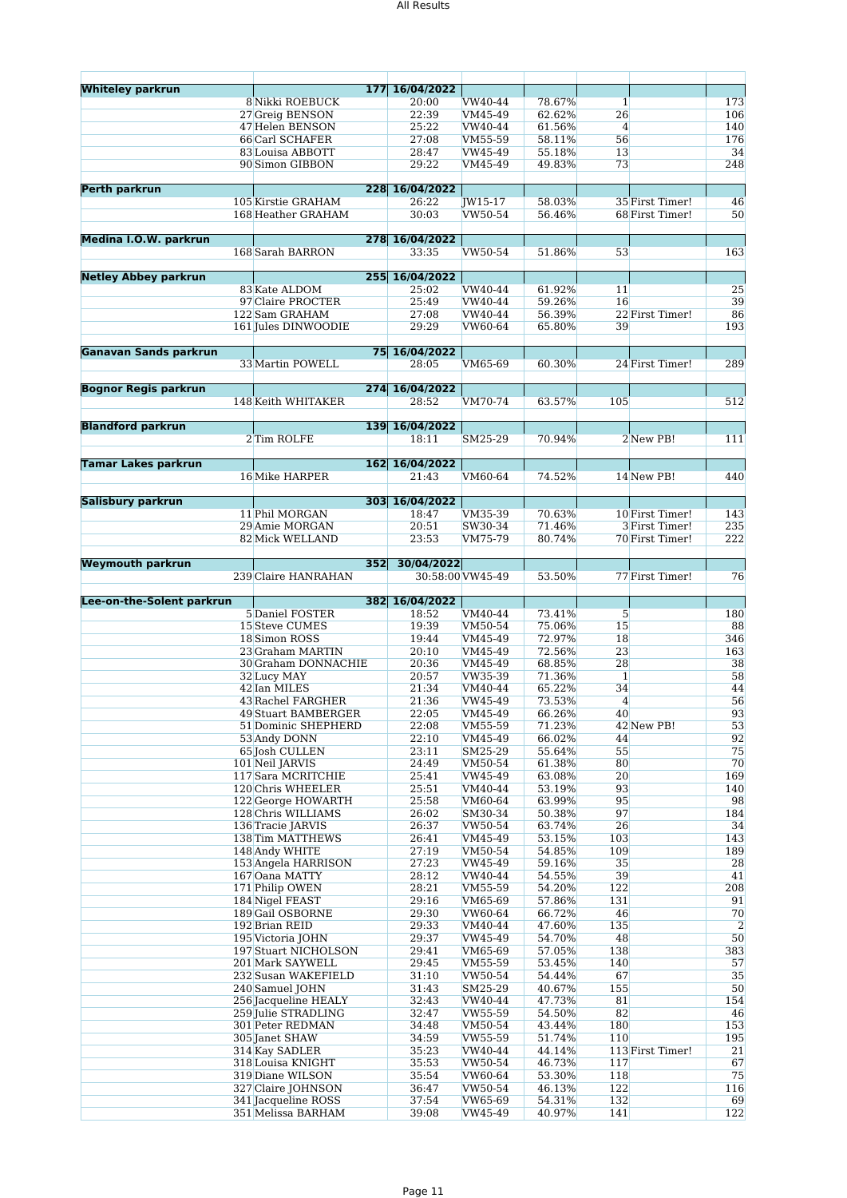| | | | | | | | |
|---|---|---|---|---|---|---|---|
| **Whiteley parkrun** | | 177 | 16/04/2022 | | | | | |
| | 8 | Nikki ROEBUCK | 20:00 | VW40-44 | 78.67% | 1 | | 173 |
| | 27 | Greig BENSON | 22:39 | VM45-49 | 62.62% | 26 | | 106 |
| | 47 | Helen BENSON | 25:22 | VW40-44 | 61.56% | 4 | | 140 |
| | 66 | Carl SCHAFER | 27:08 | VM55-59 | 58.11% | 56 | | 176 |
| | 83 | Louisa ABBOTT | 28:47 | VW45-49 | 55.18% | 13 | | 34 |
| | 90 | Simon GIBBON | 29:22 | VM45-49 | 49.83% | 73 | | 248 |
| **Perth parkrun** | | 228 | 16/04/2022 | | | | | |
| | 105 | Kirstie GRAHAM | 26:22 | JW15-17 | 58.03% | 35 | First Timer! | 46 |
| | 168 | Heather GRAHAM | 30:03 | VW50-54 | 56.46% | 68 | First Timer! | 50 |
| **Medina I.O.W. parkrun** | | 278 | 16/04/2022 | | | | | |
| | 168 | Sarah BARRON | 33:35 | VW50-54 | 51.86% | 53 | | 163 |
| **Netley Abbey parkrun** | | 255 | 16/04/2022 | | | | | |
| | 83 | Kate ALDOM | 25:02 | VW40-44 | 61.92% | 11 | | 25 |
| | 97 | Claire PROCTER | 25:49 | VW40-44 | 59.26% | 16 | | 39 |
| | 122 | Sam GRAHAM | 27:08 | VW40-44 | 56.39% | 22 | First Timer! | 86 |
| | 161 | Jules DINWOODIE | 29:29 | VW60-64 | 65.80% | 39 | | 193 |
| **Ganavan Sands parkrun** | | 75 | 16/04/2022 | | | | | |
| | 33 | Martin POWELL | 28:05 | VM65-69 | 60.30% | 24 | First Timer! | 289 |
| **Bognor Regis parkrun** | | 274 | 16/04/2022 | | | | | |
| | 148 | Keith WHITAKER | 28:52 | VM70-74 | 63.57% | 105 | | 512 |
| **Blandford parkrun** | | 139 | 16/04/2022 | | | | | |
| | 2 | Tim ROLFE | 18:11 | SM25-29 | 70.94% | 2 | New PB! | 111 |
| **Tamar Lakes parkrun** | | 162 | 16/04/2022 | | | | | |
| | 16 | Mike HARPER | 21:43 | VM60-64 | 74.52% | 14 | New PB! | 440 |
| **Salisbury parkrun** | | 303 | 16/04/2022 | | | | | |
| | 11 | Phil MORGAN | 18:47 | VM35-39 | 70.63% | 10 | First Timer! | 143 |
| | 29 | Amie MORGAN | 20:51 | SW30-34 | 71.46% | 3 | First Timer! | 235 |
| | 82 | Mick WELLAND | 23:53 | VM75-79 | 80.74% | 70 | First Timer! | 222 |
| **Weymouth parkrun** | | 352 | 30/04/2022 | | | | | |
| | 239 | Claire HANRAHAN | 30:58:00 | VW45-49 | 53.50% | 77 | First Timer! | 76 |
| **Lee-on-the-Solent parkrun** | | 382 | 16/04/2022 | | | | | |
| | 5 | Daniel FOSTER | 18:52 | VM40-44 | 73.41% | 5 | | 180 |
| | 15 | Steve CUMES | 19:39 | VM50-54 | 75.06% | 15 | | 88 |
| | 18 | Simon ROSS | 19:44 | VM45-49 | 72.97% | 18 | | 346 |
| | 23 | Graham MARTIN | 20:10 | VM45-49 | 72.56% | 23 | | 163 |
| | 30 | Graham DONNACHIE | 20:36 | VM45-49 | 68.85% | 28 | | 38 |
| | 32 | Lucy MAY | 20:57 | VW35-39 | 71.36% | 1 | | 58 |
| | 42 | Ian MILES | 21:34 | VM40-44 | 65.22% | 34 | | 44 |
| | 43 | Rachel FARGHER | 21:36 | VW45-49 | 73.53% | 4 | | 56 |
| | 49 | Stuart BAMBERGER | 22:05 | VM45-49 | 66.26% | 40 | | 93 |
| | 51 | Dominic SHEPHERD | 22:08 | VM55-59 | 71.23% | 42 | New PB! | 53 |
| | 53 | Andy DONN | 22:10 | VM45-49 | 66.02% | 44 | | 92 |
| | 65 | Josh CULLEN | 23:11 | SM25-29 | 55.64% | 55 | | 75 |
| | 101 | Neil JARVIS | 24:49 | VM50-54 | 61.38% | 80 | | 70 |
| | 117 | Sara MCRITCHIE | 25:41 | VW45-49 | 63.08% | 20 | | 169 |
| | 120 | Chris WHEELER | 25:51 | VM40-44 | 53.19% | 93 | | 140 |
| | 122 | George HOWARTH | 25:58 | VM60-64 | 63.99% | 95 | | 98 |
| | 128 | Chris WILLIAMS | 26:02 | SM30-34 | 50.38% | 97 | | 184 |
| | 136 | Tracie JARVIS | 26:37 | VW50-54 | 63.74% | 26 | | 34 |
| | 138 | Tim MATTHEWS | 26:41 | VM45-49 | 53.15% | 103 | | 143 |
| | 148 | Andy WHITE | 27:19 | VM50-54 | 54.85% | 109 | | 189 |
| | 153 | Angela HARRISON | 27:23 | VW45-49 | 59.16% | 35 | | 28 |
| | 167 | Oana MATTY | 28:12 | VW40-44 | 54.55% | 39 | | 41 |
| | 171 | Philip OWEN | 28:21 | VM55-59 | 54.20% | 122 | | 208 |
| | 184 | Nigel FEAST | 29:16 | VM65-69 | 57.86% | 131 | | 91 |
| | 189 | Gail OSBORNE | 29:30 | VW60-64 | 66.72% | 46 | | 70 |
| | 192 | Brian REID | 29:33 | VM40-44 | 47.60% | 135 | | 2 |
| | 195 | Victoria JOHN | 29:37 | VW45-49 | 54.70% | 48 | | 50 |
| | 197 | Stuart NICHOLSON | 29:41 | VM65-69 | 57.05% | 138 | | 383 |
| | 201 | Mark SAYWELL | 29:45 | VM55-59 | 53.45% | 140 | | 57 |
| | 232 | Susan WAKEFIELD | 31:10 | VW50-54 | 54.44% | 67 | | 35 |
| | 240 | Samuel JOHN | 31:43 | SM25-29 | 40.67% | 155 | | 50 |
| | 256 | Jacqueline HEALY | 32:43 | VW40-44 | 47.73% | 81 | | 154 |
| | 259 | Julie STRADLING | 32:47 | VW55-59 | 54.50% | 82 | | 46 |
| | 301 | Peter REDMAN | 34:48 | VM50-54 | 43.44% | 180 | | 153 |
| | 305 | Janet SHAW | 34:59 | VW55-59 | 51.74% | 110 | | 195 |
| | 314 | Kay SADLER | 35:23 | VW40-44 | 44.14% | 113 | First Timer! | 21 |
| | 318 | Louisa KNIGHT | 35:53 | VW50-54 | 46.73% | 117 | | 67 |
| | 319 | Diane WILSON | 35:54 | VW60-64 | 53.30% | 118 | | 75 |
| | 327 | Claire JOHNSON | 36:47 | VW50-54 | 46.13% | 122 | | 116 |
| | 341 | Jacqueline ROSS | 37:54 | VW65-69 | 54.31% | 132 | | 69 |
| | 351 | Melissa BARHAM | 39:08 | VW45-49 | 40.97% | 141 | | 122 |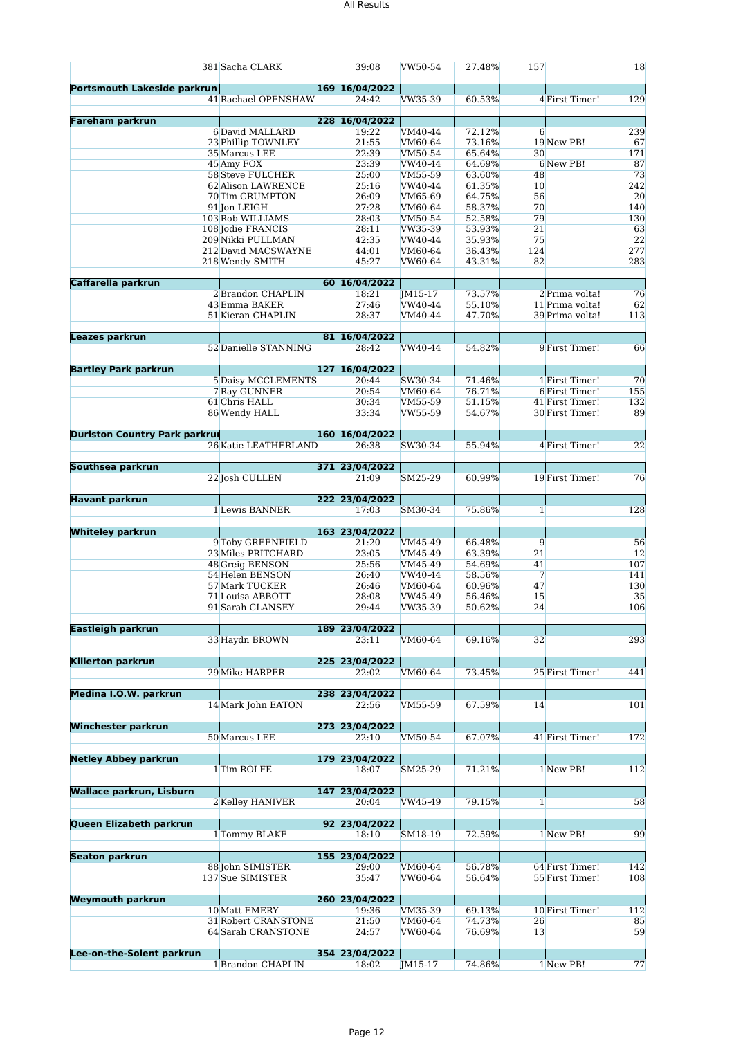| | | | | | | | |
|---|---|---|---|---|---|---|---|
| | 381 Sacha CLARK | 39:08 | VW50-54 | 27.48% | 157 | | 18 |
| **Portsmouth Lakeside parkrun** | | **169 16/04/2022** | | | | | |
| | 41 Rachael OPENSHAW | 24:42 | VW35-39 | 60.53% | 4 | First Timer! | 129 |
| **Fareham parkrun** | | **228 16/04/2022** | | | | | |
| | 6 David MALLARD | 19:22 | VM40-44 | 72.12% | 6 | | 239 |
| | 23 Phillip TOWNLEY | 21:55 | VM60-64 | 73.16% | 19 | New PB! | 67 |
| | 35 Marcus LEE | 22:39 | VM50-54 | 65.64% | 30 | | 171 |
| | 45 Amy FOX | 23:39 | VW40-44 | 64.69% | 6 | New PB! | 87 |
| | 58 Steve FULCHER | 25:00 | VM55-59 | 63.60% | 48 | | 73 |
| | 62 Alison LAWRENCE | 25:16 | VW40-44 | 61.35% | 10 | | 242 |
| | 70 Tim CRUMPTON | 26:09 | VM65-69 | 64.75% | 56 | | 20 |
| | 91 Jon LEIGH | 27:28 | VM60-64 | 58.37% | 70 | | 140 |
| | 103 Rob WILLIAMS | 28:03 | VM50-54 | 52.58% | 79 | | 130 |
| | 108 Jodie FRANCIS | 28:11 | VW35-39 | 53.93% | 21 | | 63 |
| | 209 Nikki PULLMAN | 42:35 | VW40-44 | 35.93% | 75 | | 22 |
| | 212 David MACSWAYNE | 44:01 | VM60-64 | 36.43% | 124 | | 277 |
| | 218 Wendy SMITH | 45:27 | VW60-64 | 43.31% | 82 | | 283 |
| **Caffarella parkrun** | | **60 16/04/2022** | | | | | |
| | 2 Brandon CHAPLIN | 18:21 | JM15-17 | 73.57% | 2 | Prima volta! | 76 |
| | 43 Emma BAKER | 27:46 | VW40-44 | 55.10% | 11 | Prima volta! | 62 |
| | 51 Kieran CHAPLIN | 28:37 | VM40-44 | 47.70% | 39 | Prima volta! | 113 |
| **Leazes parkrun** | | **81 16/04/2022** | | | | | |
| | 52 Danielle STANNING | 28:42 | VW40-44 | 54.82% | 9 | First Timer! | 66 |
| **Bartley Park parkrun** | | **127 16/04/2022** | | | | | |
| | 5 Daisy MCCLEMENTS | 20:44 | SW30-34 | 71.46% | 1 | First Timer! | 70 |
| | 7 Ray GUNNER | 20:54 | VM60-64 | 76.71% | 6 | First Timer! | 155 |
| | 61 Chris HALL | 30:34 | VM55-59 | 51.15% | 41 | First Timer! | 132 |
| | 86 Wendy HALL | 33:34 | VW55-59 | 54.67% | 30 | First Timer! | 89 |
| **Durlston Country Park parkrun** | | **160 16/04/2022** | | | | | |
| | 26 Katie LEATHERLAND | 26:38 | SW30-34 | 55.94% | 4 | First Timer! | 22 |
| **Southsea parkrun** | | **371 23/04/2022** | | | | | |
| | 22 Josh CULLEN | 21:09 | SM25-29 | 60.99% | 19 | First Timer! | 76 |
| **Havant parkrun** | | **222 23/04/2022** | | | | | |
| | 1 Lewis BANNER | 17:03 | SM30-34 | 75.86% | 1 | | 128 |
| **Whiteley parkrun** | | **163 23/04/2022** | | | | | |
| | 9 Toby GREENFIELD | 21:20 | VM45-49 | 66.48% | 9 | | 56 |
| | 23 Miles PRITCHARD | 23:05 | VM45-49 | 63.39% | 21 | | 12 |
| | 48 Greig BENSON | 25:56 | VM45-49 | 54.69% | 41 | | 107 |
| | 54 Helen BENSON | 26:40 | VW40-44 | 58.56% | 7 | | 141 |
| | 57 Mark TUCKER | 26:46 | VM60-64 | 60.96% | 47 | | 130 |
| | 71 Louisa ABBOTT | 28:08 | VW45-49 | 56.46% | 15 | | 35 |
| | 91 Sarah CLANSEY | 29:44 | VW35-39 | 50.62% | 24 | | 106 |
| **Eastleigh parkrun** | | **189 23/04/2022** | | | | | |
| | 33 Haydn BROWN | 23:11 | VM60-64 | 69.16% | 32 | | 293 |
| **Killerton parkrun** | | **225 23/04/2022** | | | | | |
| | 29 Mike HARPER | 22:02 | VM60-64 | 73.45% | 25 | First Timer! | 441 |
| **Medina I.O.W. parkrun** | | **238 23/04/2022** | | | | | |
| | 14 Mark John EATON | 22:56 | VM55-59 | 67.59% | 14 | | 101 |
| **Winchester parkrun** | | **273 23/04/2022** | | | | | |
| | 50 Marcus LEE | 22:10 | VM50-54 | 67.07% | 41 | First Timer! | 172 |
| **Netley Abbey parkrun** | | **179 23/04/2022** | | | | | |
| | 1 Tim ROLFE | 18:07 | SM25-29 | 71.21% | 1 | New PB! | 112 |
| **Wallace parkrun, Lisburn** | | **147 23/04/2022** | | | | | |
| | 2 Kelley HANIVER | 20:04 | VW45-49 | 79.15% | 1 | | 58 |
| **Queen Elizabeth parkrun** | | **92 23/04/2022** | | | | | |
| | 1 Tommy BLAKE | 18:10 | SM18-19 | 72.59% | 1 | New PB! | 99 |
| **Seaton parkrun** | | **155 23/04/2022** | | | | | |
| | 88 John SIMISTER | 29:00 | VM60-64 | 56.78% | 64 | First Timer! | 142 |
| | 137 Sue SIMISTER | 35:47 | VW60-64 | 56.64% | 55 | First Timer! | 108 |
| **Weymouth parkrun** | | **260 23/04/2022** | | | | | |
| | 10 Matt EMERY | 19:36 | VM35-39 | 69.13% | 10 | First Timer! | 112 |
| | 31 Robert CRANSTONE | 21:50 | VM60-64 | 74.73% | 26 | | 85 |
| | 64 Sarah CRANSTONE | 24:57 | VW60-64 | 76.69% | 13 | | 59 |
| **Lee-on-the-Solent parkrun** | | **354 23/04/2022** | | | | | |
| | 1 Brandon CHAPLIN | 18:02 | JM15-17 | 74.86% | 1 | New PB! | 77 |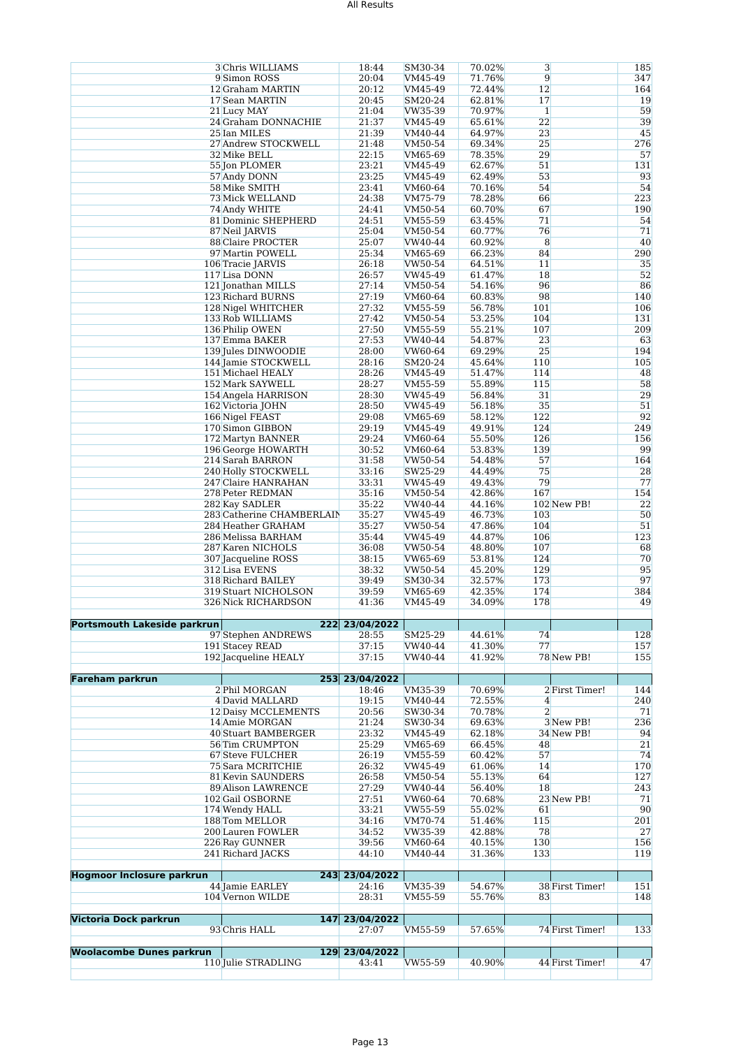| | | | | | | | |
|---|---|---|---|---|---|---|---|
| | 3 Chris WILLIAMS | 18:44 | SM30-34 | 70.02% | 3 | | 185 |
| | 9 Simon ROSS | 20:04 | VM45-49 | 71.76% | 9 | | 347 |
| | 12 Graham MARTIN | 20:12 | VM45-49 | 72.44% | 12 | | 164 |
| | 17 Sean MARTIN | 20:45 | SM20-24 | 62.81% | 17 | | 19 |
| | 21 Lucy MAY | 21:04 | VW35-39 | 70.97% | 1 | | 59 |
| | 24 Graham DONNACHIE | 21:37 | VM45-49 | 65.61% | 22 | | 39 |
| | 25 Ian MILES | 21:39 | VM40-44 | 64.97% | 23 | | 45 |
| | 27 Andrew STOCKWELL | 21:48 | VM50-54 | 69.34% | 25 | | 276 |
| | 32 Mike BELL | 22:15 | VM65-69 | 78.35% | 29 | | 57 |
| | 55 Jon PLOMER | 23:21 | VM45-49 | 62.67% | 51 | | 131 |
| | 57 Andy DONN | 23:25 | VM45-49 | 62.49% | 53 | | 93 |
| | 58 Mike SMITH | 23:41 | VM60-64 | 70.16% | 54 | | 54 |
| | 73 Mick WELLAND | 24:38 | VM75-79 | 78.28% | 66 | | 223 |
| | 74 Andy WHITE | 24:41 | VM50-54 | 60.70% | 67 | | 190 |
| | 81 Dominic SHEPHERD | 24:51 | VM55-59 | 63.45% | 71 | | 54 |
| | 87 Neil JARVIS | 25:04 | VM50-54 | 60.77% | 76 | | 71 |
| | 88 Claire PROCTER | 25:07 | VW40-44 | 60.92% | 8 | | 40 |
| | 97 Martin POWELL | 25:34 | VM65-69 | 66.23% | 84 | | 290 |
| | 106 Tracie JARVIS | 26:18 | VW50-54 | 64.51% | 11 | | 35 |
| | 117 Lisa DONN | 26:57 | VW45-49 | 61.47% | 18 | | 52 |
| | 121 Jonathan MILLS | 27:14 | VM50-54 | 54.16% | 96 | | 86 |
| | 123 Richard BURNS | 27:19 | VM60-64 | 60.83% | 98 | | 140 |
| | 128 Nigel WHITCHER | 27:32 | VM55-59 | 56.78% | 101 | | 106 |
| | 133 Rob WILLIAMS | 27:42 | VM50-54 | 53.25% | 104 | | 131 |
| | 136 Philip OWEN | 27:50 | VM55-59 | 55.21% | 107 | | 209 |
| | 137 Emma BAKER | 27:53 | VW40-44 | 54.87% | 23 | | 63 |
| | 139 Jules DINWOODIE | 28:00 | VW60-64 | 69.29% | 25 | | 194 |
| | 144 Jamie STOCKWELL | 28:16 | SM20-24 | 45.64% | 110 | | 105 |
| | 151 Michael HEALY | 28:26 | VM45-49 | 51.47% | 114 | | 48 |
| | 152 Mark SAYWELL | 28:27 | VM55-59 | 55.89% | 115 | | 58 |
| | 154 Angela HARRISON | 28:30 | VW45-49 | 56.84% | 31 | | 29 |
| | 162 Victoria JOHN | 28:50 | VW45-49 | 56.18% | 35 | | 51 |
| | 166 Nigel FEAST | 29:08 | VM65-69 | 58.12% | 122 | | 92 |
| | 170 Simon GIBBON | 29:19 | VM45-49 | 49.91% | 124 | | 249 |
| | 172 Martyn BANNER | 29:24 | VM60-64 | 55.50% | 126 | | 156 |
| | 196 George HOWARTH | 30:52 | VM60-64 | 53.83% | 139 | | 99 |
| | 214 Sarah BARRON | 31:58 | VW50-54 | 54.48% | 57 | | 164 |
| | 240 Holly STOCKWELL | 33:16 | SW25-29 | 44.49% | 75 | | 28 |
| | 247 Claire HANRAHAN | 33:31 | VW45-49 | 49.43% | 79 | | 77 |
| | 278 Peter REDMAN | 35:16 | VM50-54 | 42.86% | 167 | | 154 |
| | 282 Kay SADLER | 35:22 | VW40-44 | 44.16% | 102 | New PB! | 22 |
| | 283 Catherine CHAMBERLAIN | 35:27 | VW45-49 | 46.73% | 103 | | 50 |
| | 284 Heather GRAHAM | 35:27 | VW50-54 | 47.86% | 104 | | 51 |
| | 286 Melissa BARHAM | 35:44 | VW45-49 | 44.87% | 106 | | 123 |
| | 287 Karen NICHOLS | 36:08 | VW50-54 | 48.80% | 107 | | 68 |
| | 307 Jacqueline ROSS | 38:15 | VW65-69 | 53.81% | 124 | | 70 |
| | 312 Lisa EVENS | 38:32 | VW50-54 | 45.20% | 129 | | 95 |
| | 318 Richard BAILEY | 39:49 | SM30-34 | 32.57% | 173 | | 97 |
| | 319 Stuart NICHOLSON | 39:59 | VM65-69 | 42.35% | 174 | | 384 |
| | 326 Nick RICHARDSON | 41:36 | VM45-49 | 34.09% | 178 | | 49 |
| | | | | | | | |
| **Portsmouth Lakeside parkrun** | 222 | 23/04/2022 | | | | | |
| | 97 Stephen ANDREWS | 28:55 | SM25-29 | 44.61% | 74 | | 128 |
| | 191 Stacey READ | 37:15 | VW40-44 | 41.30% | 77 | | 157 |
| | 192 Jacqueline HEALY | 37:15 | VW40-44 | 41.92% | 78 | New PB! | 155 |
| | | | | | | | |
| **Fareham parkrun** | 253 | 23/04/2022 | | | | | |
| | 2 Phil MORGAN | 18:46 | VM35-39 | 70.69% | 2 | First Timer! | 144 |
| | 4 David MALLARD | 19:15 | VM40-44 | 72.55% | 4 | | 240 |
| | 12 Daisy MCCLEMENTS | 20:56 | SW30-34 | 70.78% | 2 | | 71 |
| | 14 Amie MORGAN | 21:24 | SW30-34 | 69.63% | 3 | New PB! | 236 |
| | 40 Stuart BAMBERGER | 23:32 | VM45-49 | 62.18% | 34 | New PB! | 94 |
| | 56 Tim CRUMPTON | 25:29 | VM65-69 | 66.45% | 48 | | 21 |
| | 67 Steve FULCHER | 26:19 | VM55-59 | 60.42% | 57 | | 74 |
| | 75 Sara MCRITCHIE | 26:32 | VW45-49 | 61.06% | 14 | | 170 |
| | 81 Kevin SAUNDERS | 26:58 | VM50-54 | 55.13% | 64 | | 127 |
| | 89 Alison LAWRENCE | 27:29 | VW40-44 | 56.40% | 18 | | 243 |
| | 102 Gail OSBORNE | 27:51 | VW60-64 | 70.68% | 23 | New PB! | 71 |
| | 174 Wendy HALL | 33:21 | VW55-59 | 55.02% | 61 | | 90 |
| | 188 Tom MELLOR | 34:16 | VM70-74 | 51.46% | 115 | | 201 |
| | 200 Lauren FOWLER | 34:52 | VW35-39 | 42.88% | 78 | | 27 |
| | 226 Ray GUNNER | 39:56 | VM60-64 | 40.15% | 130 | | 156 |
| | 241 Richard JACKS | 44:10 | VM40-44 | 31.36% | 133 | | 119 |
| | | | | | | | |
| **Hogmoor Inclosure parkrun** | 243 | 23/04/2022 | | | | | |
| | 44 Jamie EARLEY | 24:16 | VM35-39 | 54.67% | 38 | First Timer! | 151 |
| | 104 Vernon WILDE | 28:31 | VM55-59 | 55.76% | 83 | | 148 |
| | | | | | | | |
| **Victoria Dock parkrun** | 147 | 23/04/2022 | | | | | |
| | 93 Chris HALL | 27:07 | VM55-59 | 57.65% | 74 | First Timer! | 133 |
| | | | | | | | |
| **Woolacombe Dunes parkrun** | 129 | 23/04/2022 | | | | | |
| | 110 Julie STRADLING | 43:41 | VW55-59 | 40.90% | 44 | First Timer! | 47 |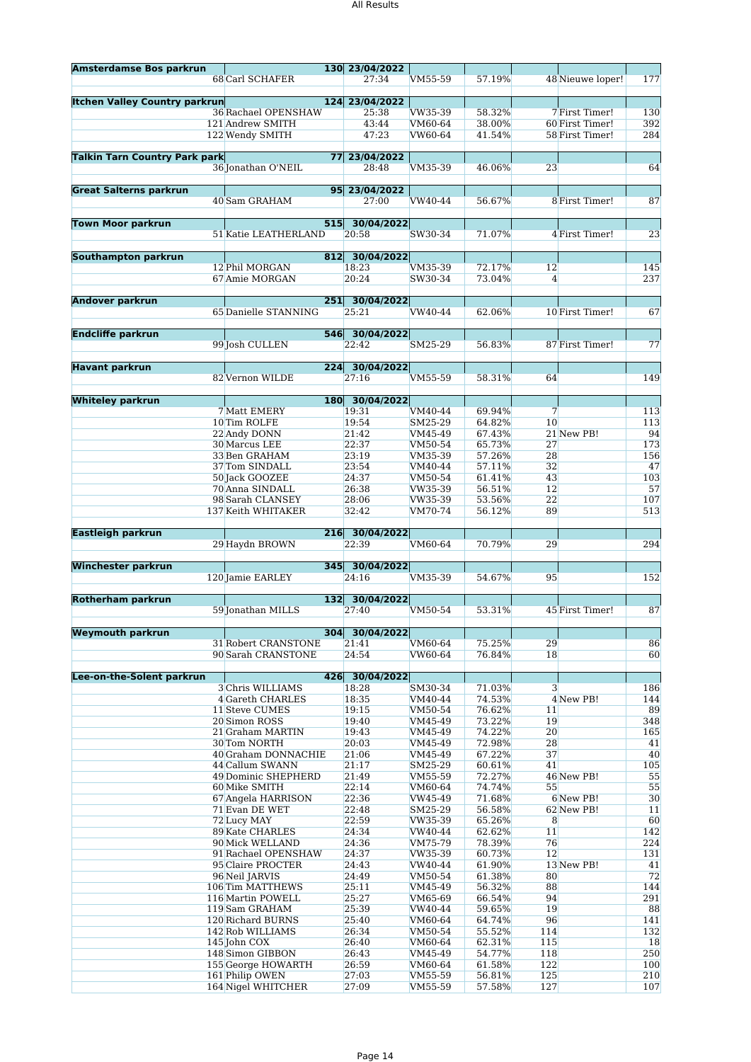| | | | | | | | |
|---|---|---|---|---|---|---|---|
| **Amsterdamse Bos parkrun** | | **130** | **23/04/2022** | | | | |
| | 68 Carl SCHAFER | | 27:34 | VM55-59 | 57.19% | 48 Nieuwe loper! | 177 |
| **Itchen Valley Country parkrun** | | **124** | **23/04/2022** | | | | |
| | 36 Rachael OPENSHAW | | 25:38 | VW35-39 | 58.32% | 7 First Timer! | 130 |
| | 121 Andrew SMITH | | 43:44 | VM60-64 | 38.00% | 60 First Timer! | 392 |
| | 122 Wendy SMITH | | 47:23 | VW60-64 | 41.54% | 58 First Timer! | 284 |
| **Talkin Tarn Country Park park** | | **77** | **23/04/2022** | | | | |
| | 36 Jonathan O'NEIL | | 28:48 | VM35-39 | 46.06% | 23 | 64 |
| **Great Salterns parkrun** | | **95** | **23/04/2022** | | | | |
| | 40 Sam GRAHAM | | 27:00 | VW40-44 | 56.67% | 8 First Timer! | 87 |
| **Town Moor parkrun** | | **515** | **30/04/2022** | | | | |
| | 51 Katie LEATHERLAND | | 20:58 | SW30-34 | 71.07% | 4 First Timer! | 23 |
| **Southampton parkrun** | | **812** | **30/04/2022** | | | | |
| | 12 Phil MORGAN | | 18:23 | VM35-39 | 72.17% | 12 | 145 |
| | 67 Amie MORGAN | | 20:24 | SW30-34 | 73.04% | 4 | 237 |
| **Andover parkrun** | | **251** | **30/04/2022** | | | | |
| | 65 Danielle STANNING | | 25:21 | VW40-44 | 62.06% | 10 First Timer! | 67 |
| **Endcliffe parkrun** | | **546** | **30/04/2022** | | | | |
| | 99 Josh CULLEN | | 22:42 | SM25-29 | 56.83% | 87 First Timer! | 77 |
| **Havant parkrun** | | **224** | **30/04/2022** | | | | |
| | 82 Vernon WILDE | | 27:16 | VM55-59 | 58.31% | 64 | 149 |
| **Whiteley parkrun** | | **180** | **30/04/2022** | | | | |
| | 7 Matt EMERY | | 19:31 | VM40-44 | 69.94% | 7 | 113 |
| | 10 Tim ROLFE | | 19:54 | SM25-29 | 64.82% | 10 | 113 |
| | 22 Andy DONN | | 21:42 | VM45-49 | 67.43% | 21 New PB! | 94 |
| | 30 Marcus LEE | | 22:37 | VM50-54 | 65.73% | 27 | 173 |
| | 33 Ben GRAHAM | | 23:19 | VM35-39 | 57.26% | 28 | 156 |
| | 37 Tom SINDALL | | 23:54 | VM40-44 | 57.11% | 32 | 47 |
| | 50 Jack GOOZEE | | 24:37 | VM50-54 | 61.41% | 43 | 103 |
| | 70 Anna SINDALL | | 26:38 | VW35-39 | 56.51% | 12 | 57 |
| | 98 Sarah CLANSEY | | 28:06 | VW35-39 | 53.56% | 22 | 107 |
| | 137 Keith WHITAKER | | 32:42 | VM70-74 | 56.12% | 89 | 513 |
| **Eastleigh parkrun** | | **216** | **30/04/2022** | | | | |
| | 29 Haydn BROWN | | 22:39 | VM60-64 | 70.79% | 29 | 294 |
| **Winchester parkrun** | | **345** | **30/04/2022** | | | | |
| | 120 Jamie EARLEY | | 24:16 | VM35-39 | 54.67% | 95 | 152 |
| **Rotherham parkrun** | | **132** | **30/04/2022** | | | | |
| | 59 Jonathan MILLS | | 27:40 | VM50-54 | 53.31% | 45 First Timer! | 87 |
| **Weymouth parkrun** | | **304** | **30/04/2022** | | | | |
| | 31 Robert CRANSTONE | | 21:41 | VM60-64 | 75.25% | 29 | 86 |
| | 90 Sarah CRANSTONE | | 24:54 | VW60-64 | 76.84% | 18 | 60 |
| **Lee-on-the-Solent parkrun** | | **426** | **30/04/2022** | | | | |
| | 3 Chris WILLIAMS | | 18:28 | SM30-34 | 71.03% | 3 | 186 |
| | 4 Gareth CHARLES | | 18:35 | VM40-44 | 74.53% | 4 New PB! | 144 |
| | 11 Steve CUMES | | 19:15 | VM50-54 | 76.62% | 11 | 89 |
| | 20 Simon ROSS | | 19:40 | VM45-49 | 73.22% | 19 | 348 |
| | 21 Graham MARTIN | | 19:43 | VM45-49 | 74.22% | 20 | 165 |
| | 30 Tom NORTH | | 20:03 | VM45-49 | 72.98% | 28 | 41 |
| | 40 Graham DONNACHIE | | 21:06 | VM45-49 | 67.22% | 37 | 40 |
| | 44 Callum SWANN | | 21:17 | SM25-29 | 60.61% | 41 | 105 |
| | 49 Dominic SHEPHERD | | 21:49 | VM55-59 | 72.27% | 46 New PB! | 55 |
| | 60 Mike SMITH | | 22:14 | VM60-64 | 74.74% | 55 | 55 |
| | 67 Angela HARRISON | | 22:36 | VW45-49 | 71.68% | 6 New PB! | 30 |
| | 71 Evan DE WET | | 22:48 | SM25-29 | 56.58% | 62 New PB! | 11 |
| | 72 Lucy MAY | | 22:59 | VW35-39 | 65.26% | 8 | 60 |
| | 89 Kate CHARLES | | 24:34 | VW40-44 | 62.62% | 11 | 142 |
| | 90 Mick WELLAND | | 24:36 | VM75-79 | 78.39% | 76 | 224 |
| | 91 Rachael OPENSHAW | | 24:37 | VW35-39 | 60.73% | 12 | 131 |
| | 95 Claire PROCTER | | 24:43 | VW40-44 | 61.90% | 13 New PB! | 41 |
| | 96 Neil JARVIS | | 24:49 | VM50-54 | 61.38% | 80 | 72 |
| | 106 Tim MATTHEWS | | 25:11 | VM45-49 | 56.32% | 88 | 144 |
| | 116 Martin POWELL | | 25:27 | VM65-69 | 66.54% | 94 | 291 |
| | 119 Sam GRAHAM | | 25:39 | VW40-44 | 59.65% | 19 | 88 |
| | 120 Richard BURNS | | 25:40 | VM60-64 | 64.74% | 96 | 141 |
| | 142 Rob WILLIAMS | | 26:34 | VM50-54 | 55.52% | 114 | 132 |
| | 145 John COX | | 26:40 | VM60-64 | 62.31% | 115 | 18 |
| | 148 Simon GIBBON | | 26:43 | VM45-49 | 54.77% | 118 | 250 |
| | 155 George HOWARTH | | 26:59 | VM60-64 | 61.58% | 122 | 100 |
| | 161 Philip OWEN | | 27:03 | VM55-59 | 56.81% | 125 | 210 |
| | 164 Nigel WHITCHER | | 27:09 | VM55-59 | 57.58% | 127 | 107 |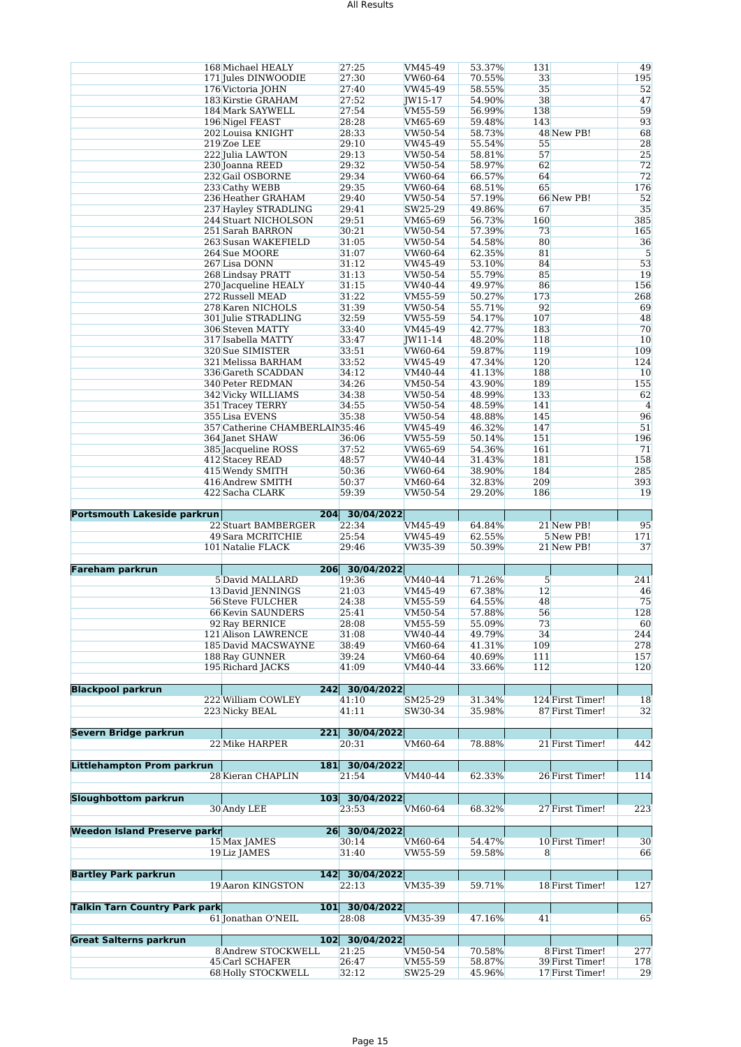| | | | | | | | |
|---|---|---|---|---|---|---|---|
| | 168 | Michael HEALY | 27:25 | VM45-49 | 53.37% | 131 | | 49 |
| | 171 | Jules DINWOODIE | 27:30 | VW60-64 | 70.55% | 33 | | 195 |
| | 176 | Victoria JOHN | 27:40 | VW45-49 | 58.55% | 35 | | 52 |
| | 183 | Kirstie GRAHAM | 27:52 | JW15-17 | 54.90% | 38 | | 47 |
| | 184 | Mark SAYWELL | 27:54 | VM55-59 | 56.99% | 138 | | 59 |
| | 196 | Nigel FEAST | 28:28 | VM65-69 | 59.48% | 143 | | 93 |
| | 202 | Louisa KNIGHT | 28:33 | VW50-54 | 58.73% | 48 | New PB! | 68 |
| | 219 | Zoe LEE | 29:10 | VW45-49 | 55.54% | 55 | | 28 |
| | 222 | Julia LAWTON | 29:13 | VW50-54 | 58.81% | 57 | | 25 |
| | 230 | Joanna REED | 29:32 | VW50-54 | 58.97% | 62 | | 72 |
| | 232 | Gail OSBORNE | 29:34 | VW60-64 | 66.57% | 64 | | 72 |
| | 233 | Cathy WEBB | 29:35 | VW60-64 | 68.51% | 65 | | 176 |
| | 236 | Heather GRAHAM | 29:40 | VW50-54 | 57.19% | 66 | New PB! | 52 |
| | 237 | Hayley STRADLING | 29:41 | SW25-29 | 49.86% | 67 | | 35 |
| | 244 | Stuart NICHOLSON | 29:51 | VM65-69 | 56.73% | 160 | | 385 |
| | 251 | Sarah BARRON | 30:21 | VW50-54 | 57.39% | 73 | | 165 |
| | 263 | Susan WAKEFIELD | 31:05 | VW50-54 | 54.58% | 80 | | 36 |
| | 264 | Sue MOORE | 31:07 | VW60-64 | 62.35% | 81 | | 5 |
| | 267 | Lisa DONN | 31:12 | VW45-49 | 53.10% | 84 | | 53 |
| | 268 | Lindsay PRATT | 31:13 | VW50-54 | 55.79% | 85 | | 19 |
| | 270 | Jacqueline HEALY | 31:15 | VW40-44 | 49.97% | 86 | | 156 |
| | 272 | Russell MEAD | 31:22 | VM55-59 | 50.27% | 173 | | 268 |
| | 278 | Karen NICHOLS | 31:39 | VW50-54 | 55.71% | 92 | | 69 |
| | 301 | Julie STRADLING | 32:59 | VW55-59 | 54.17% | 107 | | 48 |
| | 306 | Steven MATTY | 33:40 | VM45-49 | 42.77% | 183 | | 70 |
| | 317 | Isabella MATTY | 33:47 | JW11-14 | 48.20% | 118 | | 10 |
| | 320 | Sue SIMISTER | 33:51 | VW60-64 | 59.87% | 119 | | 109 |
| | 321 | Melissa BARHAM | 33:52 | VW45-49 | 47.34% | 120 | | 124 |
| | 336 | Gareth SCADDAN | 34:12 | VM40-44 | 41.13% | 188 | | 10 |
| | 340 | Peter REDMAN | 34:26 | VM50-54 | 43.90% | 189 | | 155 |
| | 342 | Vicky WILLIAMS | 34:38 | VW50-54 | 48.99% | 133 | | 62 |
| | 351 | Tracey TERRY | 34:55 | VW50-54 | 48.59% | 141 | | 4 |
| | 355 | Lisa EVENS | 35:38 | VW50-54 | 48.88% | 145 | | 96 |
| | 357 | Catherine CHAMBERLAIN | 35:46 | VW45-49 | 46.32% | 147 | | 51 |
| | 364 | Janet SHAW | 36:06 | VW55-59 | 50.14% | 151 | | 196 |
| | 385 | Jacqueline ROSS | 37:52 | VW65-69 | 54.36% | 161 | | 71 |
| | 412 | Stacey READ | 48:57 | VW40-44 | 31.43% | 181 | | 158 |
| | 415 | Wendy SMITH | 50:36 | VW60-64 | 38.90% | 184 | | 285 |
| | 416 | Andrew SMITH | 50:37 | VM60-64 | 32.83% | 209 | | 393 |
| | 422 | Sacha CLARK | 59:39 | VW50-54 | 29.20% | 186 | | 19 |
| | | | | | | | | |
| **Portsmouth Lakeside parkrun** | | 204 | 30/04/2022 | | | | | |
| | 22 | Stuart BAMBERGER | 22:34 | VM45-49 | 64.84% | 21 | New PB! | 95 |
| | 49 | Sara MCRITCHIE | 25:54 | VW45-49 | 62.55% | 5 | New PB! | 171 |
| | 101 | Natalie FLACK | 29:46 | VW35-39 | 50.39% | 21 | New PB! | 37 |
| | | | | | | | | |
| **Fareham parkrun** | | 206 | 30/04/2022 | | | | | |
| | 5 | David MALLARD | 19:36 | VM40-44 | 71.26% | 5 | | 241 |
| | 13 | David JENNINGS | 21:03 | VM45-49 | 67.38% | 12 | | 46 |
| | 56 | Steve FULCHER | 24:38 | VM55-59 | 64.55% | 48 | | 75 |
| | 66 | Kevin SAUNDERS | 25:41 | VM50-54 | 57.88% | 56 | | 128 |
| | 92 | Ray BERNICE | 28:08 | VM55-59 | 55.09% | 73 | | 60 |
| | 121 | Alison LAWRENCE | 31:08 | VW40-44 | 49.79% | 34 | | 244 |
| | 185 | David MACSWAYNE | 38:49 | VM60-64 | 41.31% | 109 | | 278 |
| | 188 | Ray GUNNER | 39:24 | VM60-64 | 40.69% | 111 | | 157 |
| | 195 | Richard JACKS | 41:09 | VM40-44 | 33.66% | 112 | | 120 |
| | | | | | | | | |
| **Blackpool parkrun** | | 242 | 30/04/2022 | | | | | |
| | 222 | William COWLEY | 41:10 | SM25-29 | 31.34% | 124 | First Timer! | 18 |
| | 223 | Nicky BEAL | 41:11 | SW30-34 | 35.98% | 87 | First Timer! | 32 |
| | | | | | | | | |
| **Severn Bridge parkrun** | | 221 | 30/04/2022 | | | | | |
| | 22 | Mike HARPER | 20:31 | VM60-64 | 78.88% | 21 | First Timer! | 442 |
| | | | | | | | | |
| **Littlehampton Prom parkrun** | | 181 | 30/04/2022 | | | | | |
| | 28 | Kieran CHAPLIN | 21:54 | VM40-44 | 62.33% | 26 | First Timer! | 114 |
| | | | | | | | | |
| **Sloughbottom parkrun** | | 103 | 30/04/2022 | | | | | |
| | 30 | Andy LEE | 23:53 | VM60-64 | 68.32% | 27 | First Timer! | 223 |
| | | | | | | | | |
| **Weedon Island Preserve parkr** | | 26 | 30/04/2022 | | | | | |
| | 15 | Max JAMES | 30:14 | VM60-64 | 54.47% | 10 | First Timer! | 30 |
| | 19 | Liz JAMES | 31:40 | VW55-59 | 59.58% | 8 | | 66 |
| | | | | | | | | |
| **Bartley Park parkrun** | | 142 | 30/04/2022 | | | | | |
| | 19 | Aaron KINGSTON | 22:13 | VM35-39 | 59.71% | 18 | First Timer! | 127 |
| | | | | | | | | |
| **Talkin Tarn Country Park park** | | 101 | 30/04/2022 | | | | | |
| | 61 | Jonathan O'NEIL | 28:08 | VM35-39 | 47.16% | 41 | | 65 |
| | | | | | | | | |
| **Great Salterns parkrun** | | 102 | 30/04/2022 | | | | | |
| | 8 | Andrew STOCKWELL | 21:25 | VM50-54 | 70.58% | 8 | First Timer! | 277 |
| | 45 | Carl SCHAFER | 26:47 | VM55-59 | 58.87% | 39 | First Timer! | 178 |
| | 68 | Holly STOCKWELL | 32:12 | SW25-29 | 45.96% | 17 | First Timer! | 29 |